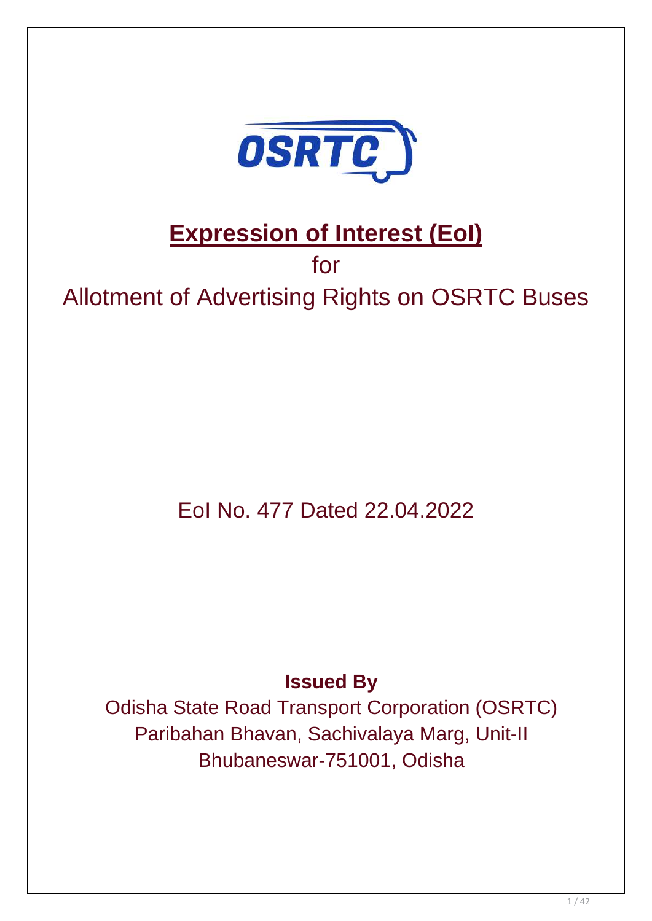OSRTC

# Expression of Interest (EoI)

for

## Allotment of Advertising Rights on OSRTC Buses

EoI No. 477 Dated 22.04.2022

**Issued By**

Odisha State Road Transport Corporation (OSRTC)
Paribahan Bhavan, Sachivalaya Marg, Unit-II
Bhubaneswar-751001, Odisha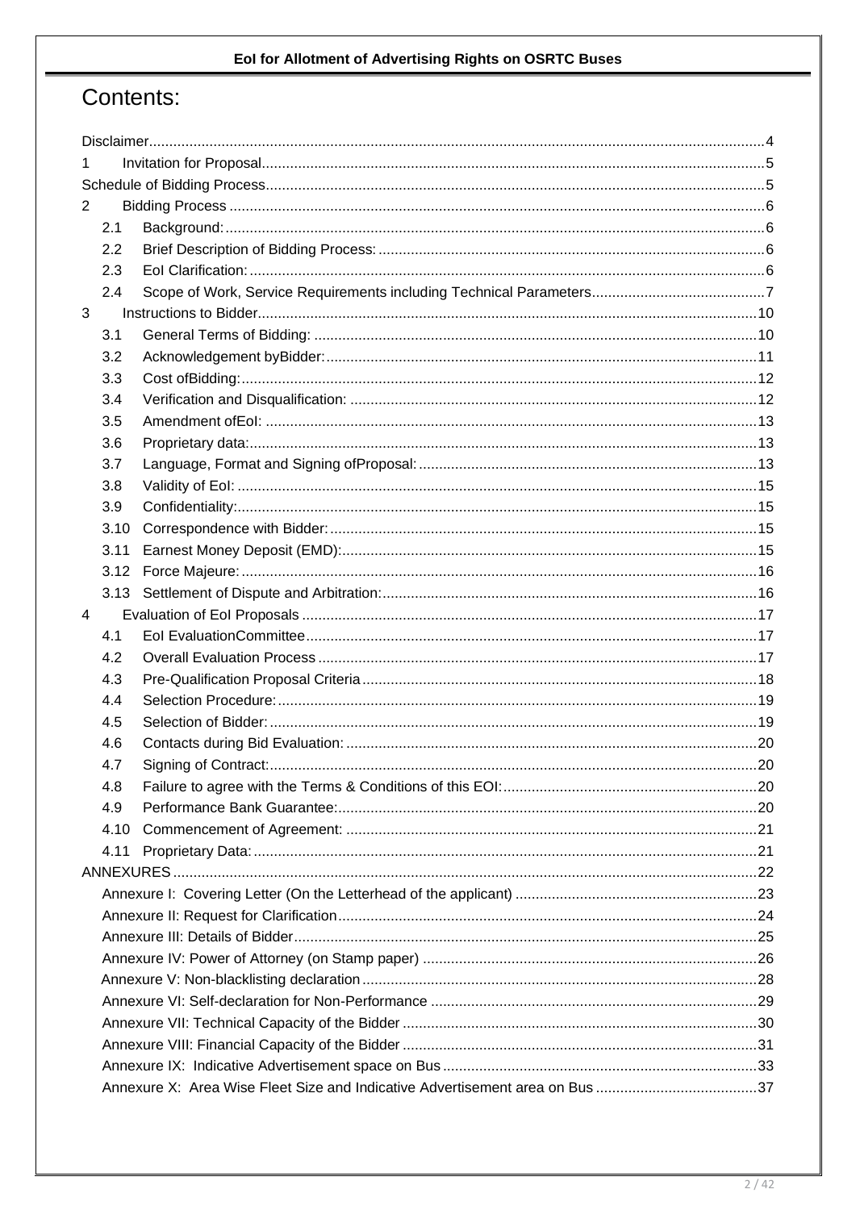# Contents:

Disclaimer....................................................................................................................................................4

1 Invitation for Proposal...........................................................................................................................5

Schedule of Bidding Process..........................................................................................................................5

2 Bidding Process ...................................................................................................................................6

- 2.1 Background:....................................................................................................................................6
- 2.2 Brief Description of Bidding Process: ..............................................................................................6
- 2.3 EoI Clarification: ..............................................................................................................................6
- 2.4 Scope of Work, Service Requirements including Technical Parameters...........................................7

3 Instructions to Bidder...........................................................................................................................10

- 3.1 General Terms of Bidding: .............................................................................................................10
- 3.2 Acknowledgement byBidder:..........................................................................................................11
- 3.3 Cost ofBidding:...............................................................................................................................12
- 3.4 Verification and Disqualification: ....................................................................................................12
- 3.5 Amendment ofEoI: .........................................................................................................................13
- 3.6 Proprietary data:.............................................................................................................................13
- 3.7 Language, Format and Signing ofProposal:...................................................................................13
- 3.8 Validity of EoI: ................................................................................................................................15
- 3.9 Confidentiality:................................................................................................................................15
- 3.10 Correspondence with Bidder:.........................................................................................................15
- 3.11 Earnest Money Deposit (EMD):......................................................................................................15
- 3.12 Force Majeure:...............................................................................................................................16
- 3.13 Settlement of Dispute and Arbitration:............................................................................................16

4 Evaluation of EoI Proposals ................................................................................................................17

- 4.1 EoI EvaluationCommittee...............................................................................................................17
- 4.2 Overall Evaluation Process ............................................................................................................17
- 4.3 Pre-Qualification Proposal Criteria .................................................................................................18
- 4.4 Selection Procedure:......................................................................................................................19
- 4.5 Selection of Bidder:........................................................................................................................19
- 4.6 Contacts during Bid Evaluation: .....................................................................................................20
- 4.7 Signing of Contract:........................................................................................................................20
- 4.8 Failure to agree with the Terms & Conditions of this EOI:...............................................................20
- 4.9 Performance Bank Guarantee:.......................................................................................................20
- 4.10 Commencement of Agreement: .....................................................................................................21
- 4.11 Proprietary Data: ............................................................................................................................21

ANNEXURES ...............................................................................................................................................22

- Annexure I: Covering Letter (On the Letterhead of the applicant) ...........................................................23
- Annexure II: Request for Clarification......................................................................................................24
- Annexure III: Details of Bidder.................................................................................................................25
- Annexure IV: Power of Attorney (on Stamp paper) .................................................................................26
- Annexure V: Non-blacklisting declaration.................................................................................................28
- Annexure VI: Self-declaration for Non-Performance ................................................................................29
- Annexure VII: Technical Capacity of the Bidder .......................................................................................30
- Annexure VIII: Financial Capacity of the Bidder .......................................................................................31
- Annexure IX: Indicative Advertisement space on Bus.............................................................................33
- Annexure X: Area Wise Fleet Size and Indicative Advertisement area on Bus ........................................37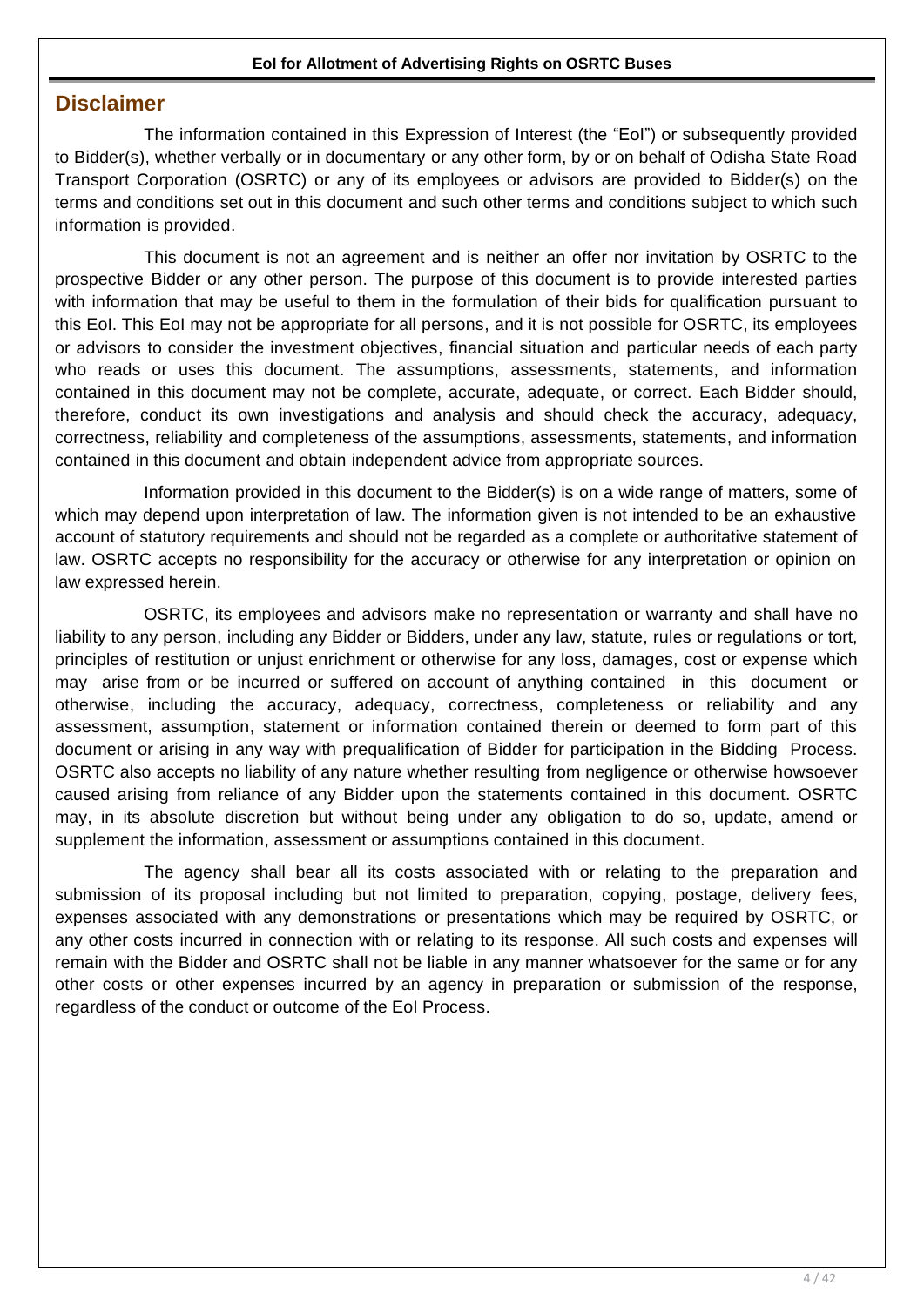## Disclaimer

The information contained in this Expression of Interest (the "EoI") or subsequently provided to Bidder(s), whether verbally or in documentary or any other form, by or on behalf of Odisha State Road Transport Corporation (OSRTC) or any of its employees or advisors are provided to Bidder(s) on the terms and conditions set out in this document and such other terms and conditions subject to which such information is provided.

This document is not an agreement and is neither an offer nor invitation by OSRTC to the prospective Bidder or any other person. The purpose of this document is to provide interested parties with information that may be useful to them in the formulation of their bids for qualification pursuant to this EoI. This EoI may not be appropriate for all persons, and it is not possible for OSRTC, its employees or advisors to consider the investment objectives, financial situation and particular needs of each party who reads or uses this document. The assumptions, assessments, statements, and information contained in this document may not be complete, accurate, adequate, or correct. Each Bidder should, therefore, conduct its own investigations and analysis and should check the accuracy, adequacy, correctness, reliability and completeness of the assumptions, assessments, statements, and information contained in this document and obtain independent advice from appropriate sources.

Information provided in this document to the Bidder(s) is on a wide range of matters, some of which may depend upon interpretation of law. The information given is not intended to be an exhaustive account of statutory requirements and should not be regarded as a complete or authoritative statement of law. OSRTC accepts no responsibility for the accuracy or otherwise for any interpretation or opinion on law expressed herein.

OSRTC, its employees and advisors make no representation or warranty and shall have no liability to any person, including any Bidder or Bidders, under any law, statute, rules or regulations or tort, principles of restitution or unjust enrichment or otherwise for any loss, damages, cost or expense which may arise from or be incurred or suffered on account of anything contained in this document or otherwise, including the accuracy, adequacy, correctness, completeness or reliability and any assessment, assumption, statement or information contained therein or deemed to form part of this document or arising in any way with prequalification of Bidder for participation in the Bidding Process. OSRTC also accepts no liability of any nature whether resulting from negligence or otherwise howsoever caused arising from reliance of any Bidder upon the statements contained in this document. OSRTC may, in its absolute discretion but without being under any obligation to do so, update, amend or supplement the information, assessment or assumptions contained in this document.

The agency shall bear all its costs associated with or relating to the preparation and submission of its proposal including but not limited to preparation, copying, postage, delivery fees, expenses associated with any demonstrations or presentations which may be required by OSRTC, or any other costs incurred in connection with or relating to its response. All such costs and expenses will remain with the Bidder and OSRTC shall not be liable in any manner whatsoever for the same or for any other costs or other expenses incurred by an agency in preparation or submission of the response, regardless of the conduct or outcome of the EoI Process.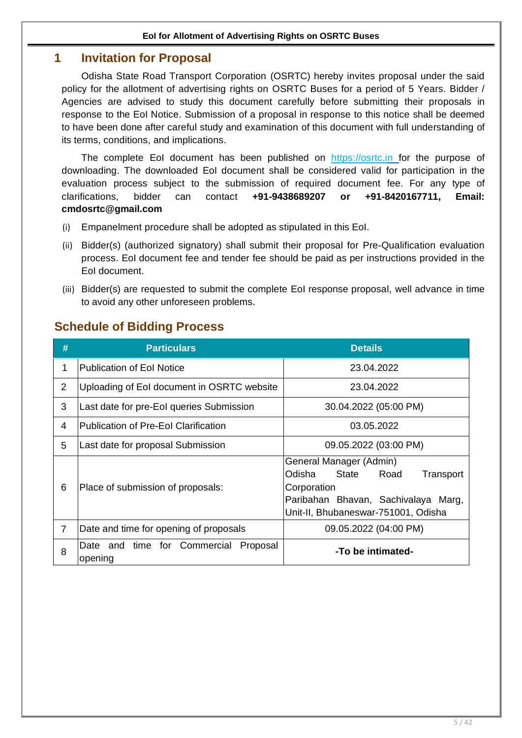# 1 Invitation for Proposal

Odisha State Road Transport Corporation (OSRTC) hereby invites proposal under the said policy for the allotment of advertising rights on OSRTC Buses for a period of 5 Years. Bidder / Agencies are advised to study this document carefully before submitting their proposals in response to the EoI Notice. Submission of a proposal in response to this notice shall be deemed to have been done after careful study and examination of this document with full understanding of its terms, conditions, and implications.

The complete EoI document has been published on https://osrtc.in for the purpose of downloading. The downloaded EoI document shall be considered valid for participation in the evaluation process subject to the submission of required document fee. For any type of clarifications, bidder can contact **+91-9438689207 or +91-8420167711, Email: cmdosrtc@gmail.com**

(i) Empanelment procedure shall be adopted as stipulated in this EoI.

(ii) Bidder(s) (authorized signatory) shall submit their proposal for Pre-Qualification evaluation process. EoI document fee and tender fee should be paid as per instructions provided in the EoI document.

(iii) Bidder(s) are requested to submit the complete EoI response proposal, well advance in time to avoid any other unforeseen problems.

## Schedule of Bidding Process

| # | Particulars | Details |
|---|---|---|
| 1 | Publication of EoI Notice | 23.04.2022 |
| 2 | Uploading of EoI document in OSRTC website | 23.04.2022 |
| 3 | Last date for pre-EoI queries Submission | 30.04.2022 (05:00 PM) |
| 4 | Publication of Pre-EoI Clarification | 03.05.2022 |
| 5 | Last date for proposal Submission | 09.05.2022 (03:00 PM) |
| 6 | Place of submission of proposals: | General Manager (Admin)<br>Odisha State Road Transport Corporation<br>Paribahan Bhavan, Sachivalaya Marg, Unit-II, Bhubaneswar-751001, Odisha |
| 7 | Date and time for opening of proposals | 09.05.2022 (04:00 PM) |
| 8 | Date and time for Commercial Proposal opening | **-To be intimated-** |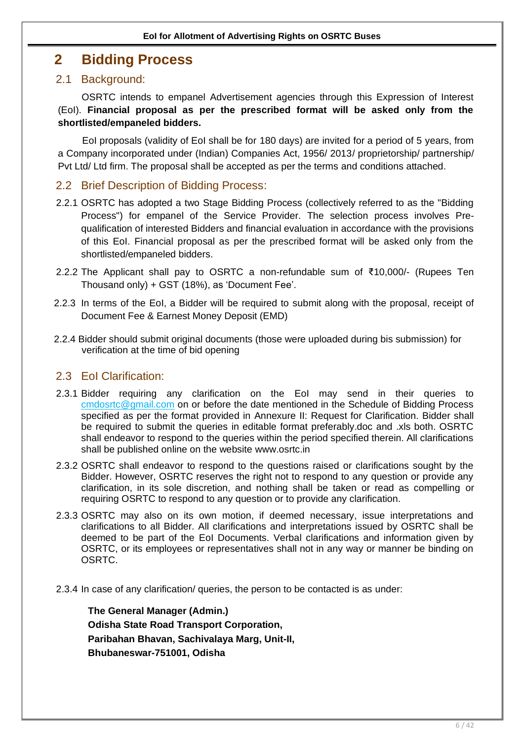# 2 Bidding Process

## 2.1 Background:

OSRTC intends to empanel Advertisement agencies through this Expression of Interest (EoI). **Financial proposal as per the prescribed format will be asked only from the shortlisted/empaneled bidders.**

EoI proposals (validity of EoI shall be for 180 days) are invited for a period of 5 years, from a Company incorporated under (Indian) Companies Act, 1956/ 2013/ proprietorship/ partnership/ Pvt Ltd/ Ltd firm. The proposal shall be accepted as per the terms and conditions attached.

## 2.2 Brief Description of Bidding Process:

2.2.1 OSRTC has adopted a two Stage Bidding Process (collectively referred to as the "Bidding Process") for empanel of the Service Provider. The selection process involves Pre-qualification of interested Bidders and financial evaluation in accordance with the provisions of this EoI. Financial proposal as per the prescribed format will be asked only from the shortlisted/empaneled bidders.

2.2.2 The Applicant shall pay to OSRTC a non-refundable sum of ₹10,000/- (Rupees Ten Thousand only) + GST (18%), as 'Document Fee'.

2.2.3 In terms of the EoI, a Bidder will be required to submit along with the proposal, receipt of Document Fee & Earnest Money Deposit (EMD)

2.2.4 Bidder should submit original documents (those were uploaded during bis submission) for verification at the time of bid opening

## 2.3 EoI Clarification:

2.3.1 Bidder requiring any clarification on the EoI may send in their queries to cmdosrtc@gmail.com on or before the date mentioned in the Schedule of Bidding Process specified as per the format provided in Annexure II: Request for Clarification. Bidder shall be required to submit the queries in editable format preferably.doc and .xls both. OSRTC shall endeavor to respond to the queries within the period specified therein. All clarifications shall be published online on the website www.osrtc.in

2.3.2 OSRTC shall endeavor to respond to the questions raised or clarifications sought by the Bidder. However, OSRTC reserves the right not to respond to any question or provide any clarification, in its sole discretion, and nothing shall be taken or read as compelling or requiring OSRTC to respond to any question or to provide any clarification.

2.3.3 OSRTC may also on its own motion, if deemed necessary, issue interpretations and clarifications to all Bidder. All clarifications and interpretations issued by OSRTC shall be deemed to be part of the EoI Documents. Verbal clarifications and information given by OSRTC, or its employees or representatives shall not in any way or manner be binding on OSRTC.

2.3.4 In case of any clarification/ queries, the person to be contacted is as under:

**The General Manager (Admin.)**
**Odisha State Road Transport Corporation,**
**Paribahan Bhavan, Sachivalaya Marg, Unit-II,**
**Bhubaneswar-751001, Odisha**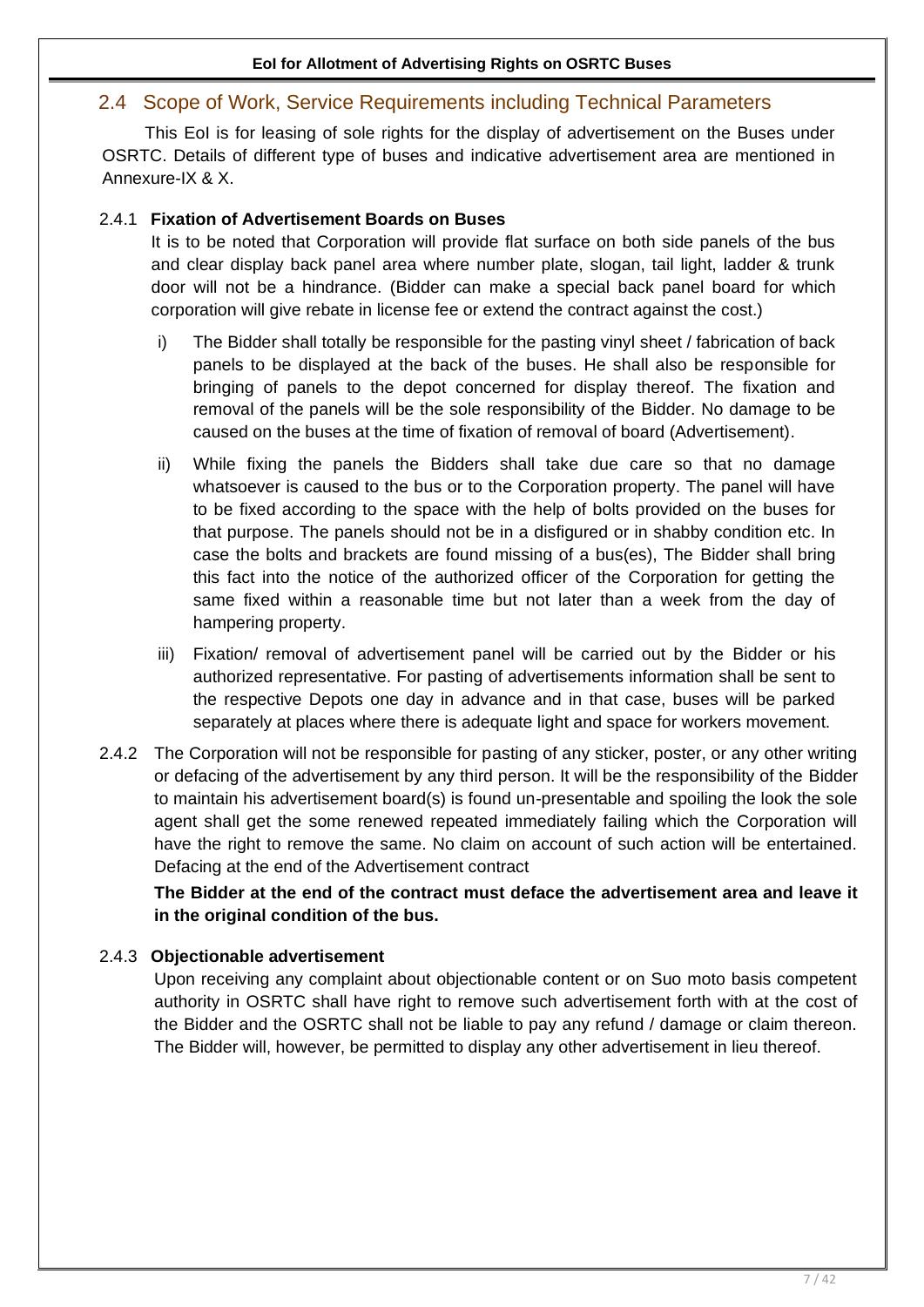## 2.4 Scope of Work, Service Requirements including Technical Parameters

This EoI is for leasing of sole rights for the display of advertisement on the Buses under OSRTC. Details of different type of buses and indicative advertisement area are mentioned in Annexure-IX & X.

### 2.4.1 **Fixation of Advertisement Boards on Buses**

It is to be noted that Corporation will provide flat surface on both side panels of the bus and clear display back panel area where number plate, slogan, tail light, ladder & trunk door will not be a hindrance. (Bidder can make a special back panel board for which corporation will give rebate in license fee or extend the contract against the cost.)

i) The Bidder shall totally be responsible for the pasting vinyl sheet / fabrication of back panels to be displayed at the back of the buses. He shall also be responsible for bringing of panels to the depot concerned for display thereof. The fixation and removal of the panels will be the sole responsibility of the Bidder. No damage to be caused on the buses at the time of fixation of removal of board (Advertisement).

ii) While fixing the panels the Bidders shall take due care so that no damage whatsoever is caused to the bus or to the Corporation property. The panel will have to be fixed according to the space with the help of bolts provided on the buses for that purpose. The panels should not be in a disfigured or in shabby condition etc. In case the bolts and brackets are found missing of a bus(es), The Bidder shall bring this fact into the notice of the authorized officer of the Corporation for getting the same fixed within a reasonable time but not later than a week from the day of hampering property.

iii) Fixation/ removal of advertisement panel will be carried out by the Bidder or his authorized representative. For pasting of advertisements information shall be sent to the respective Depots one day in advance and in that case, buses will be parked separately at places where there is adequate light and space for workers movement.

2.4.2 The Corporation will not be responsible for pasting of any sticker, poster, or any other writing or defacing of the advertisement by any third person. It will be the responsibility of the Bidder to maintain his advertisement board(s) is found un-presentable and spoiling the look the sole agent shall get the some renewed repeated immediately failing which the Corporation will have the right to remove the same. No claim on account of such action will be entertained. Defacing at the end of the Advertisement contract

**The Bidder at the end of the contract must deface the advertisement area and leave it in the original condition of the bus.**

### 2.4.3 **Objectionable advertisement**

Upon receiving any complaint about objectionable content or on Suo moto basis competent authority in OSRTC shall have right to remove such advertisement forth with at the cost of the Bidder and the OSRTC shall not be liable to pay any refund / damage or claim thereon. The Bidder will, however, be permitted to display any other advertisement in lieu thereof.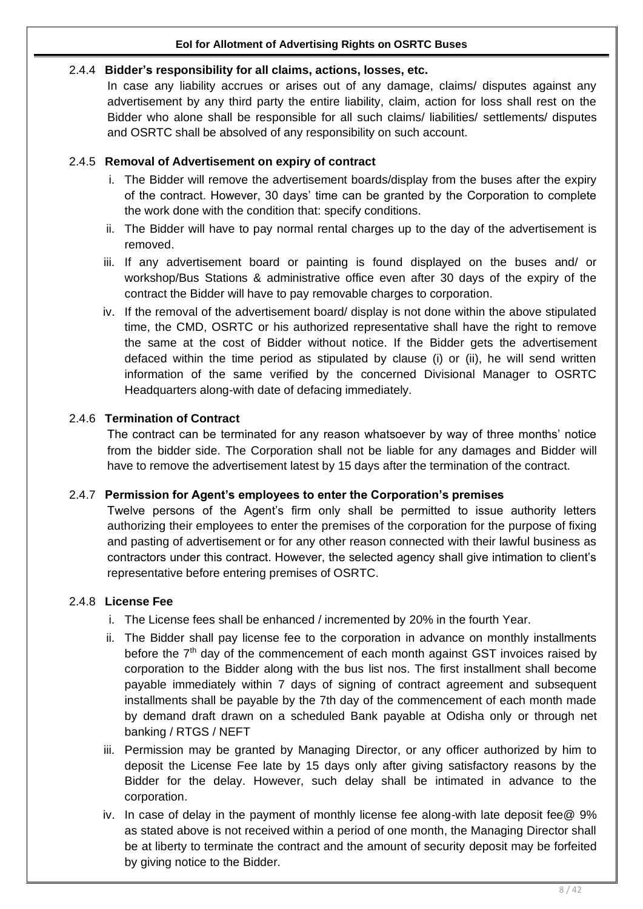### 2.4.4 Bidder's responsibility for all claims, actions, losses, etc.

In case any liability accrues or arises out of any damage, claims/ disputes against any advertisement by any third party the entire liability, claim, action for loss shall rest on the Bidder who alone shall be responsible for all such claims/ liabilities/ settlements/ disputes and OSRTC shall be absolved of any responsibility on such account.

### 2.4.5 Removal of Advertisement on expiry of contract

i. The Bidder will remove the advertisement boards/display from the buses after the expiry of the contract. However, 30 days' time can be granted by the Corporation to complete the work done with the condition that: specify conditions.

ii. The Bidder will have to pay normal rental charges up to the day of the advertisement is removed.

iii. If any advertisement board or painting is found displayed on the buses and/ or workshop/Bus Stations & administrative office even after 30 days of the expiry of the contract the Bidder will have to pay removable charges to corporation.

iv. If the removal of the advertisement board/ display is not done within the above stipulated time, the CMD, OSRTC or his authorized representative shall have the right to remove the same at the cost of Bidder without notice. If the Bidder gets the advertisement defaced within the time period as stipulated by clause (i) or (ii), he will send written information of the same verified by the concerned Divisional Manager to OSRTC Headquarters along-with date of defacing immediately.

### 2.4.6 Termination of Contract

The contract can be terminated for any reason whatsoever by way of three months' notice from the bidder side. The Corporation shall not be liable for any damages and Bidder will have to remove the advertisement latest by 15 days after the termination of the contract.

### 2.4.7 Permission for Agent's employees to enter the Corporation's premises

Twelve persons of the Agent's firm only shall be permitted to issue authority letters authorizing their employees to enter the premises of the corporation for the purpose of fixing and pasting of advertisement or for any other reason connected with their lawful business as contractors under this contract. However, the selected agency shall give intimation to client's representative before entering premises of OSRTC.

### 2.4.8 License Fee

i. The License fees shall be enhanced / incremented by 20% in the fourth Year.

ii. The Bidder shall pay license fee to the corporation in advance on monthly installments before the 7th day of the commencement of each month against GST invoices raised by corporation to the Bidder along with the bus list nos. The first installment shall become payable immediately within 7 days of signing of contract agreement and subsequent installments shall be payable by the 7th day of the commencement of each month made by demand draft drawn on a scheduled Bank payable at Odisha only or through net banking / RTGS / NEFT

iii. Permission may be granted by Managing Director, or any officer authorized by him to deposit the License Fee late by 15 days only after giving satisfactory reasons by the Bidder for the delay. However, such delay shall be intimated in advance to the corporation.

iv. In case of delay in the payment of monthly license fee along-with late deposit fee@ 9% as stated above is not received within a period of one month, the Managing Director shall be at liberty to terminate the contract and the amount of security deposit may be forfeited by giving notice to the Bidder.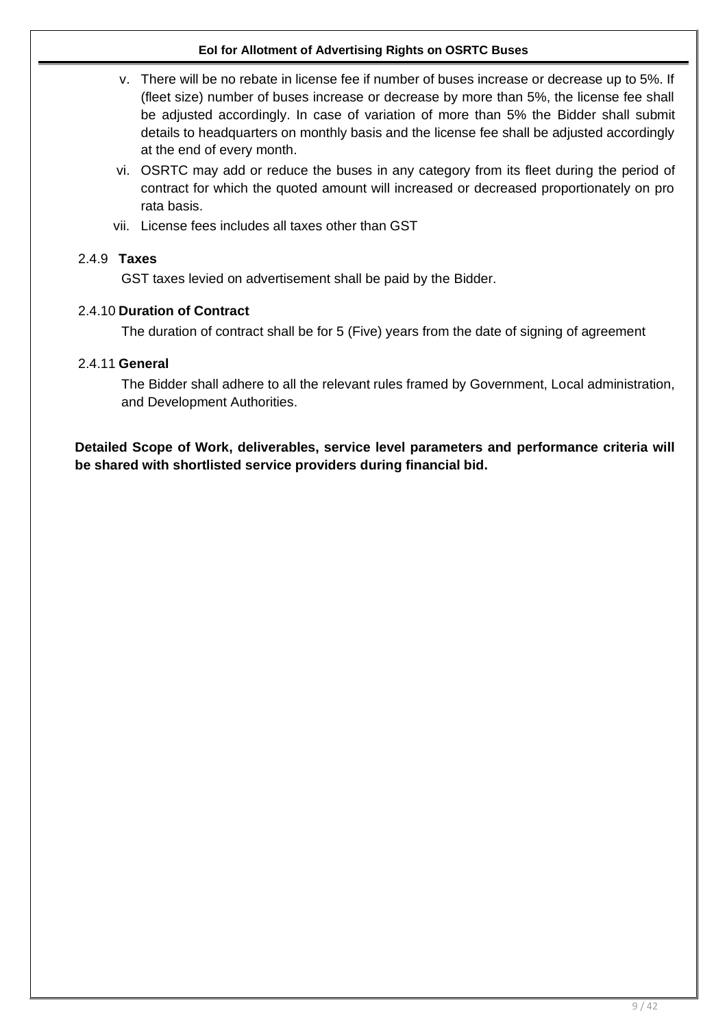v. There will be no rebate in license fee if number of buses increase or decrease up to 5%. If (fleet size) number of buses increase or decrease by more than 5%, the license fee shall be adjusted accordingly. In case of variation of more than 5% the Bidder shall submit details to headquarters on monthly basis and the license fee shall be adjusted accordingly at the end of every month.

vi. OSRTC may add or reduce the buses in any category from its fleet during the period of contract for which the quoted amount will increased or decreased proportionately on pro rata basis.

vii. License fees includes all taxes other than GST

#### 2.4.9 Taxes

GST taxes levied on advertisement shall be paid by the Bidder.

#### 2.4.10 Duration of Contract

The duration of contract shall be for 5 (Five) years from the date of signing of agreement

#### 2.4.11 General

The Bidder shall adhere to all the relevant rules framed by Government, Local administration, and Development Authorities.

**Detailed Scope of Work, deliverables, service level parameters and performance criteria will be shared with shortlisted service providers during financial bid.**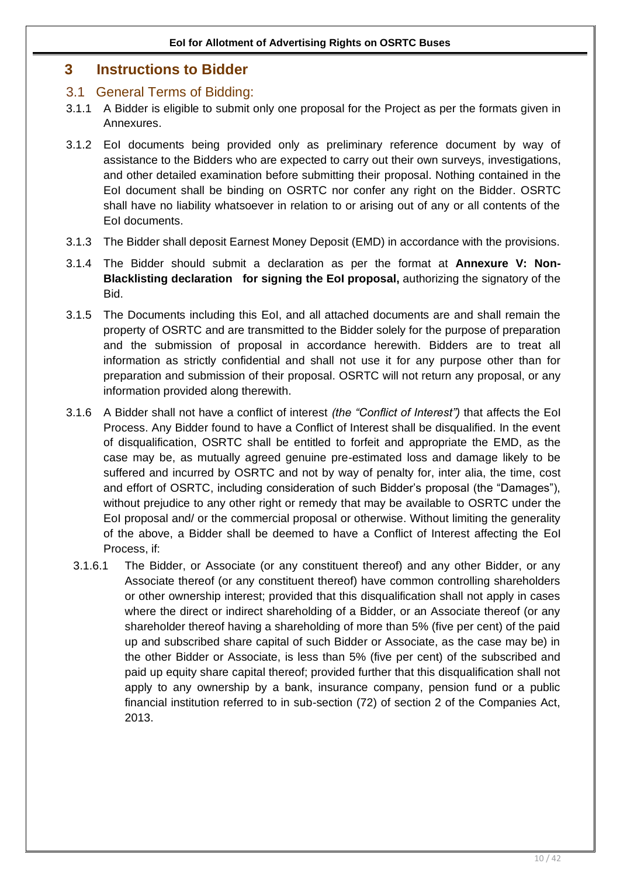# 3 Instructions to Bidder

## 3.1 General Terms of Bidding:

3.1.1 A Bidder is eligible to submit only one proposal for the Project as per the formats given in Annexures.

3.1.2 EoI documents being provided only as preliminary reference document by way of assistance to the Bidders who are expected to carry out their own surveys, investigations, and other detailed examination before submitting their proposal. Nothing contained in the EoI document shall be binding on OSRTC nor confer any right on the Bidder. OSRTC shall have no liability whatsoever in relation to or arising out of any or all contents of the EoI documents.

3.1.3 The Bidder shall deposit Earnest Money Deposit (EMD) in accordance with the provisions.

3.1.4 The Bidder should submit a declaration as per the format at **Annexure V: Non-Blacklisting declaration for signing the EoI proposal,** authorizing the signatory of the Bid.

3.1.5 The Documents including this EoI, and all attached documents are and shall remain the property of OSRTC and are transmitted to the Bidder solely for the purpose of preparation and the submission of proposal in accordance herewith. Bidders are to treat all information as strictly confidential and shall not use it for any purpose other than for preparation and submission of their proposal. OSRTC will not return any proposal, or any information provided along therewith.

3.1.6 A Bidder shall not have a conflict of interest *(the "Conflict of Interest")* that affects the EoI Process. Any Bidder found to have a Conflict of Interest shall be disqualified. In the event of disqualification, OSRTC shall be entitled to forfeit and appropriate the EMD, as the case may be, as mutually agreed genuine pre-estimated loss and damage likely to be suffered and incurred by OSRTC and not by way of penalty for, inter alia, the time, cost and effort of OSRTC, including consideration of such Bidder's proposal (the "Damages"), without prejudice to any other right or remedy that may be available to OSRTC under the EoI proposal and/ or the commercial proposal or otherwise. Without limiting the generality of the above, a Bidder shall be deemed to have a Conflict of Interest affecting the EoI Process, if:

3.1.6.1 The Bidder, or Associate (or any constituent thereof) and any other Bidder, or any Associate thereof (or any constituent thereof) have common controlling shareholders or other ownership interest; provided that this disqualification shall not apply in cases where the direct or indirect shareholding of a Bidder, or an Associate thereof (or any shareholder thereof having a shareholding of more than 5% (five per cent) of the paid up and subscribed share capital of such Bidder or Associate, as the case may be) in the other Bidder or Associate, is less than 5% (five per cent) of the subscribed and paid up equity share capital thereof; provided further that this disqualification shall not apply to any ownership by a bank, insurance company, pension fund or a public financial institution referred to in sub-section (72) of section 2 of the Companies Act, 2013.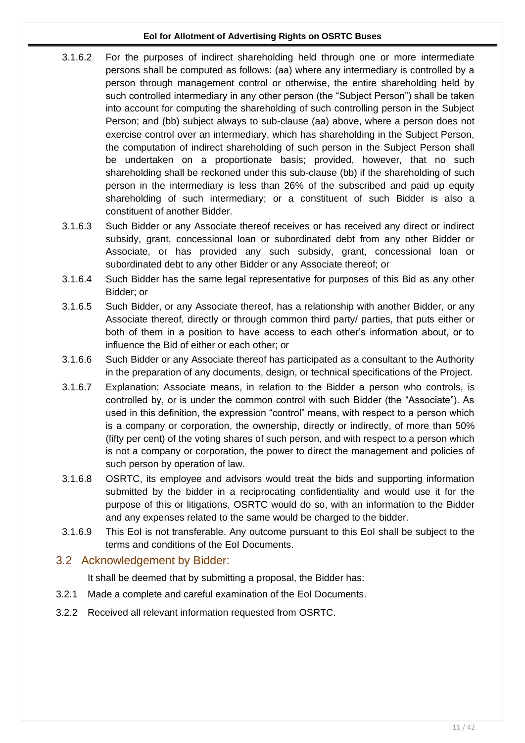3.1.6.2 For the purposes of indirect shareholding held through one or more intermediate persons shall be computed as follows: (aa) where any intermediary is controlled by a person through management control or otherwise, the entire shareholding held by such controlled intermediary in any other person (the "Subject Person") shall be taken into account for computing the shareholding of such controlling person in the Subject Person; and (bb) subject always to sub-clause (aa) above, where a person does not exercise control over an intermediary, which has shareholding in the Subject Person, the computation of indirect shareholding of such person in the Subject Person shall be undertaken on a proportionate basis; provided, however, that no such shareholding shall be reckoned under this sub-clause (bb) if the shareholding of such person in the intermediary is less than 26% of the subscribed and paid up equity shareholding of such intermediary; or a constituent of such Bidder is also a constituent of another Bidder.

3.1.6.3 Such Bidder or any Associate thereof receives or has received any direct or indirect subsidy, grant, concessional loan or subordinated debt from any other Bidder or Associate, or has provided any such subsidy, grant, concessional loan or subordinated debt to any other Bidder or any Associate thereof; or

3.1.6.4 Such Bidder has the same legal representative for purposes of this Bid as any other Bidder; or

3.1.6.5 Such Bidder, or any Associate thereof, has a relationship with another Bidder, or any Associate thereof, directly or through common third party/ parties, that puts either or both of them in a position to have access to each other's information about, or to influence the Bid of either or each other; or

3.1.6.6 Such Bidder or any Associate thereof has participated as a consultant to the Authority in the preparation of any documents, design, or technical specifications of the Project.

3.1.6.7 Explanation: Associate means, in relation to the Bidder a person who controls, is controlled by, or is under the common control with such Bidder (the "Associate"). As used in this definition, the expression "control" means, with respect to a person which is a company or corporation, the ownership, directly or indirectly, of more than 50% (fifty per cent) of the voting shares of such person, and with respect to a person which is not a company or corporation, the power to direct the management and policies of such person by operation of law.

3.1.6.8 OSRTC, its employee and advisors would treat the bids and supporting information submitted by the bidder in a reciprocating confidentiality and would use it for the purpose of this or litigations, OSRTC would do so, with an information to the Bidder and any expenses related to the same would be charged to the bidder.

3.1.6.9 This EoI is not transferable. Any outcome pursuant to this EoI shall be subject to the terms and conditions of the EoI Documents.

## 3.2 Acknowledgement by Bidder:

It shall be deemed that by submitting a proposal, the Bidder has:

3.2.1 Made a complete and careful examination of the EoI Documents.

3.2.2 Received all relevant information requested from OSRTC.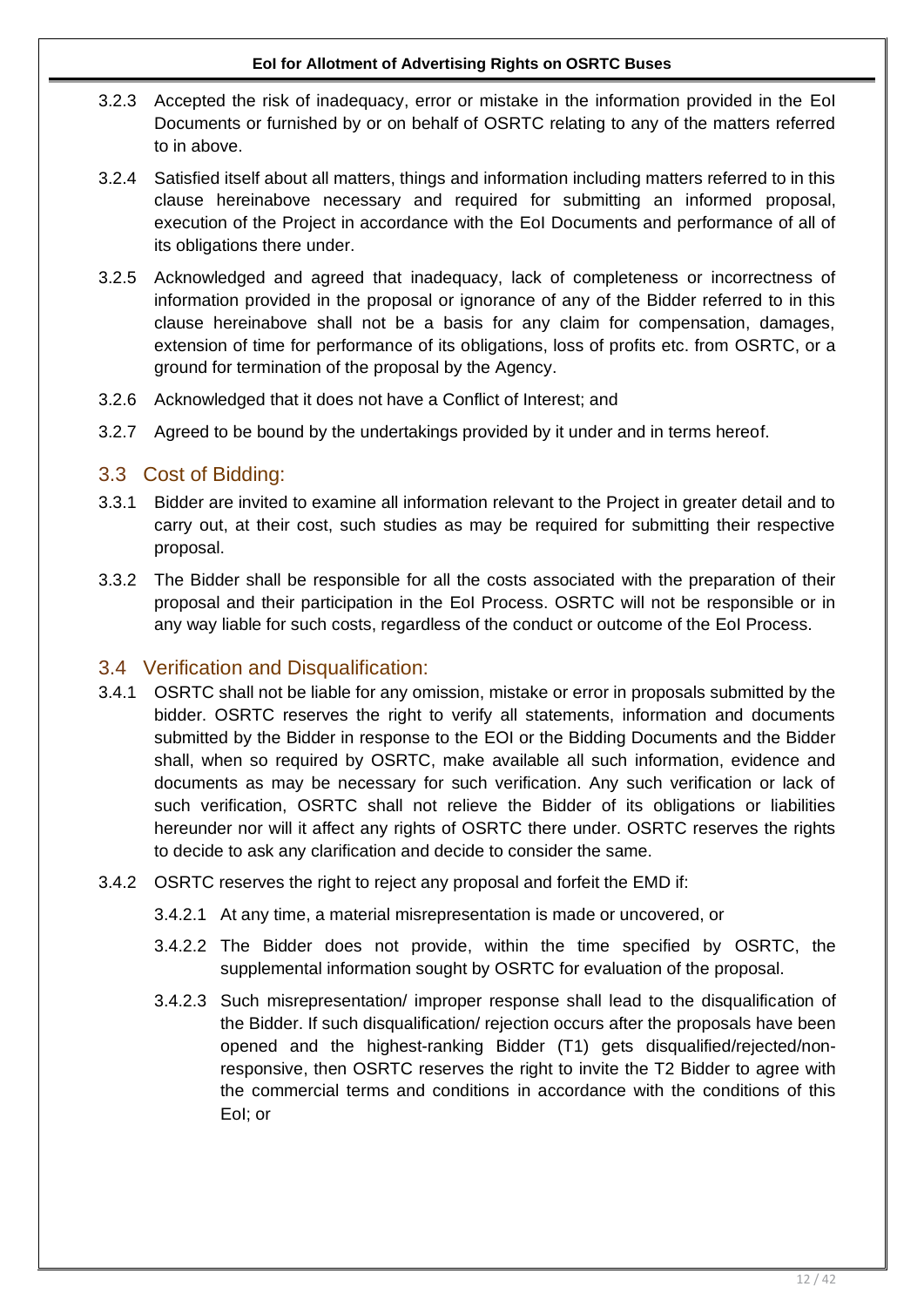3.2.3 Accepted the risk of inadequacy, error or mistake in the information provided in the EoI Documents or furnished by or on behalf of OSRTC relating to any of the matters referred to in above.

3.2.4 Satisfied itself about all matters, things and information including matters referred to in this clause hereinabove necessary and required for submitting an informed proposal, execution of the Project in accordance with the EoI Documents and performance of all of its obligations there under.

3.2.5 Acknowledged and agreed that inadequacy, lack of completeness or incorrectness of information provided in the proposal or ignorance of any of the Bidder referred to in this clause hereinabove shall not be a basis for any claim for compensation, damages, extension of time for performance of its obligations, loss of profits etc. from OSRTC, or a ground for termination of the proposal by the Agency.

3.2.6 Acknowledged that it does not have a Conflict of Interest; and

3.2.7 Agreed to be bound by the undertakings provided by it under and in terms hereof.

## 3.3 Cost of Bidding:

3.3.1 Bidder are invited to examine all information relevant to the Project in greater detail and to carry out, at their cost, such studies as may be required for submitting their respective proposal.

3.3.2 The Bidder shall be responsible for all the costs associated with the preparation of their proposal and their participation in the EoI Process. OSRTC will not be responsible or in any way liable for such costs, regardless of the conduct or outcome of the EoI Process.

## 3.4 Verification and Disqualification:

3.4.1 OSRTC shall not be liable for any omission, mistake or error in proposals submitted by the bidder. OSRTC reserves the right to verify all statements, information and documents submitted by the Bidder in response to the EOI or the Bidding Documents and the Bidder shall, when so required by OSRTC, make available all such information, evidence and documents as may be necessary for such verification. Any such verification or lack of such verification, OSRTC shall not relieve the Bidder of its obligations or liabilities hereunder nor will it affect any rights of OSRTC there under. OSRTC reserves the rights to decide to ask any clarification and decide to consider the same.

3.4.2 OSRTC reserves the right to reject any proposal and forfeit the EMD if:

3.4.2.1 At any time, a material misrepresentation is made or uncovered, or

3.4.2.2 The Bidder does not provide, within the time specified by OSRTC, the supplemental information sought by OSRTC for evaluation of the proposal.

3.4.2.3 Such misrepresentation/ improper response shall lead to the disqualification of the Bidder. If such disqualification/ rejection occurs after the proposals have been opened and the highest-ranking Bidder (T1) gets disqualified/rejected/non-responsive, then OSRTC reserves the right to invite the T2 Bidder to agree with the commercial terms and conditions in accordance with the conditions of this EoI; or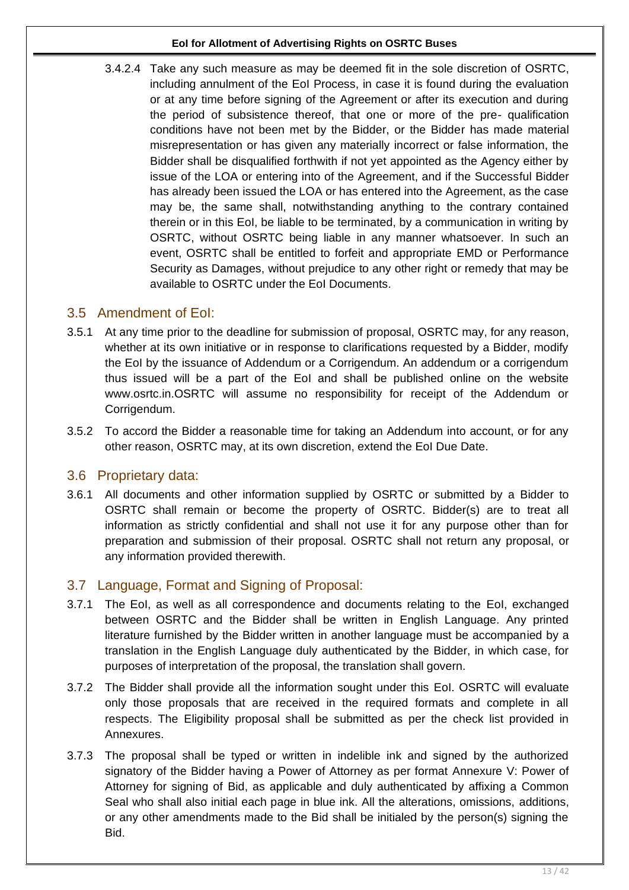3.4.2.4 Take any such measure as may be deemed fit in the sole discretion of OSRTC, including annulment of the EoI Process, in case it is found during the evaluation or at any time before signing of the Agreement or after its execution and during the period of subsistence thereof, that one or more of the pre- qualification conditions have not been met by the Bidder, or the Bidder has made material misrepresentation or has given any materially incorrect or false information, the Bidder shall be disqualified forthwith if not yet appointed as the Agency either by issue of the LOA or entering into of the Agreement, and if the Successful Bidder has already been issued the LOA or has entered into the Agreement, as the case may be, the same shall, notwithstanding anything to the contrary contained therein or in this EoI, be liable to be terminated, by a communication in writing by OSRTC, without OSRTC being liable in any manner whatsoever. In such an event, OSRTC shall be entitled to forfeit and appropriate EMD or Performance Security as Damages, without prejudice to any other right or remedy that may be available to OSRTC under the EoI Documents.

## 3.5 Amendment of EoI:

3.5.1 At any time prior to the deadline for submission of proposal, OSRTC may, for any reason, whether at its own initiative or in response to clarifications requested by a Bidder, modify the EoI by the issuance of Addendum or a Corrigendum. An addendum or a corrigendum thus issued will be a part of the EoI and shall be published online on the website www.osrtc.in.OSRTC will assume no responsibility for receipt of the Addendum or Corrigendum.

3.5.2 To accord the Bidder a reasonable time for taking an Addendum into account, or for any other reason, OSRTC may, at its own discretion, extend the EoI Due Date.

## 3.6 Proprietary data:

3.6.1 All documents and other information supplied by OSRTC or submitted by a Bidder to OSRTC shall remain or become the property of OSRTC. Bidder(s) are to treat all information as strictly confidential and shall not use it for any purpose other than for preparation and submission of their proposal. OSRTC shall not return any proposal, or any information provided therewith.

## 3.7 Language, Format and Signing of Proposal:

3.7.1 The EoI, as well as all correspondence and documents relating to the EoI, exchanged between OSRTC and the Bidder shall be written in English Language. Any printed literature furnished by the Bidder written in another language must be accompanied by a translation in the English Language duly authenticated by the Bidder, in which case, for purposes of interpretation of the proposal, the translation shall govern.

3.7.2 The Bidder shall provide all the information sought under this EoI. OSRTC will evaluate only those proposals that are received in the required formats and complete in all respects. The Eligibility proposal shall be submitted as per the check list provided in Annexures.

3.7.3 The proposal shall be typed or written in indelible ink and signed by the authorized signatory of the Bidder having a Power of Attorney as per format Annexure V: Power of Attorney for signing of Bid, as applicable and duly authenticated by affixing a Common Seal who shall also initial each page in blue ink. All the alterations, omissions, additions, or any other amendments made to the Bid shall be initialed by the person(s) signing the Bid.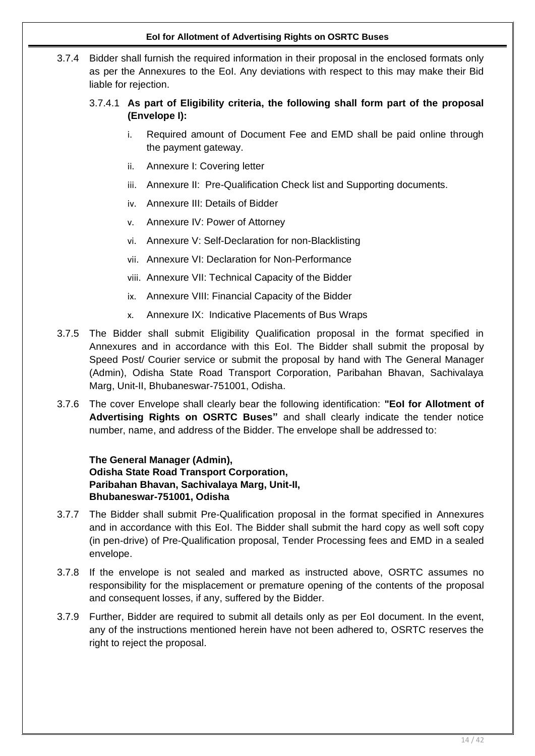3.7.4 Bidder shall furnish the required information in their proposal in the enclosed formats only as per the Annexures to the EoI. Any deviations with respect to this may make their Bid liable for rejection.

3.7.4.1 **As part of Eligibility criteria, the following shall form part of the proposal (Envelope I):**

i. Required amount of Document Fee and EMD shall be paid online through the payment gateway.

ii. Annexure I: Covering letter

iii. Annexure II: Pre-Qualification Check list and Supporting documents.

iv. Annexure III: Details of Bidder

v. Annexure IV: Power of Attorney

vi. Annexure V: Self-Declaration for non-Blacklisting

vii. Annexure VI: Declaration for Non-Performance

viii. Annexure VII: Technical Capacity of the Bidder

ix. Annexure VIII: Financial Capacity of the Bidder

x. Annexure IX: Indicative Placements of Bus Wraps

3.7.5 The Bidder shall submit Eligibility Qualification proposal in the format specified in Annexures and in accordance with this EoI. The Bidder shall submit the proposal by Speed Post/ Courier service or submit the proposal by hand with The General Manager (Admin), Odisha State Road Transport Corporation, Paribahan Bhavan, Sachivalaya Marg, Unit-II, Bhubaneswar-751001, Odisha.

3.7.6 The cover Envelope shall clearly bear the following identification: **"EoI for Allotment of Advertising Rights on OSRTC Buses"** and shall clearly indicate the tender notice number, name, and address of the Bidder. The envelope shall be addressed to:

**The General Manager (Admin),**
**Odisha State Road Transport Corporation,**
**Paribahan Bhavan, Sachivalaya Marg, Unit-II,**
**Bhubaneswar-751001, Odisha**

3.7.7 The Bidder shall submit Pre-Qualification proposal in the format specified in Annexures and in accordance with this EoI. The Bidder shall submit the hard copy as well soft copy (in pen-drive) of Pre-Qualification proposal, Tender Processing fees and EMD in a sealed envelope.

3.7.8 If the envelope is not sealed and marked as instructed above, OSRTC assumes no responsibility for the misplacement or premature opening of the contents of the proposal and consequent losses, if any, suffered by the Bidder.

3.7.9 Further, Bidder are required to submit all details only as per EoI document. In the event, any of the instructions mentioned herein have not been adhered to, OSRTC reserves the right to reject the proposal.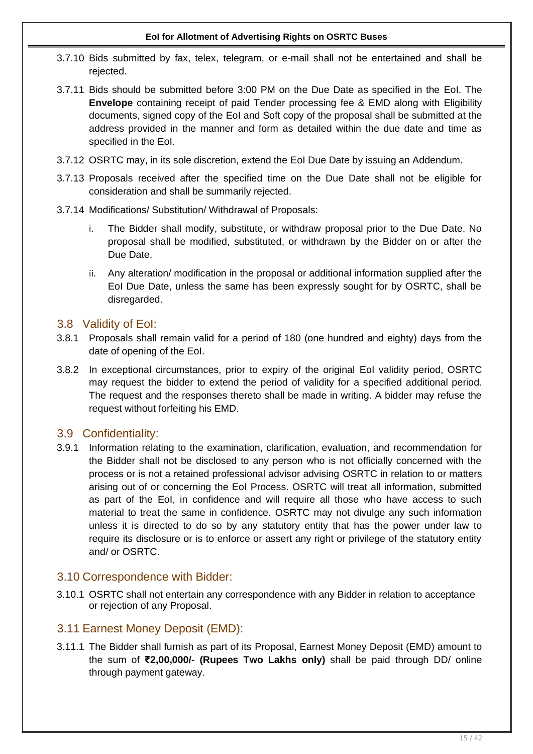3.7.10 Bids submitted by fax, telex, telegram, or e-mail shall not be entertained and shall be rejected.

3.7.11 Bids should be submitted before 3:00 PM on the Due Date as specified in the EoI. The **Envelope** containing receipt of paid Tender processing fee & EMD along with Eligibility documents, signed copy of the EoI and Soft copy of the proposal shall be submitted at the address provided in the manner and form as detailed within the due date and time as specified in the EoI.

3.7.12 OSRTC may, in its sole discretion, extend the EoI Due Date by issuing an Addendum.

3.7.13 Proposals received after the specified time on the Due Date shall not be eligible for consideration and shall be summarily rejected.

3.7.14 Modifications/ Substitution/ Withdrawal of Proposals:

i. The Bidder shall modify, substitute, or withdraw proposal prior to the Due Date. No proposal shall be modified, substituted, or withdrawn by the Bidder on or after the Due Date.

ii. Any alteration/ modification in the proposal or additional information supplied after the EoI Due Date, unless the same has been expressly sought for by OSRTC, shall be disregarded.

## 3.8 Validity of EoI:

3.8.1 Proposals shall remain valid for a period of 180 (one hundred and eighty) days from the date of opening of the EoI.

3.8.2 In exceptional circumstances, prior to expiry of the original EoI validity period, OSRTC may request the bidder to extend the period of validity for a specified additional period. The request and the responses thereto shall be made in writing. A bidder may refuse the request without forfeiting his EMD.

## 3.9 Confidentiality:

3.9.1 Information relating to the examination, clarification, evaluation, and recommendation for the Bidder shall not be disclosed to any person who is not officially concerned with the process or is not a retained professional advisor advising OSRTC in relation to or matters arising out of or concerning the EoI Process. OSRTC will treat all information, submitted as part of the EoI, in confidence and will require all those who have access to such material to treat the same in confidence. OSRTC may not divulge any such information unless it is directed to do so by any statutory entity that has the power under law to require its disclosure or is to enforce or assert any right or privilege of the statutory entity and/ or OSRTC.

## 3.10 Correspondence with Bidder:

3.10.1 OSRTC shall not entertain any correspondence with any Bidder in relation to acceptance or rejection of any Proposal.

## 3.11 Earnest Money Deposit (EMD):

3.11.1 The Bidder shall furnish as part of its Proposal, Earnest Money Deposit (EMD) amount to the sum of **₹2,00,000/- (Rupees Two Lakhs only)** shall be paid through DD/ online through payment gateway.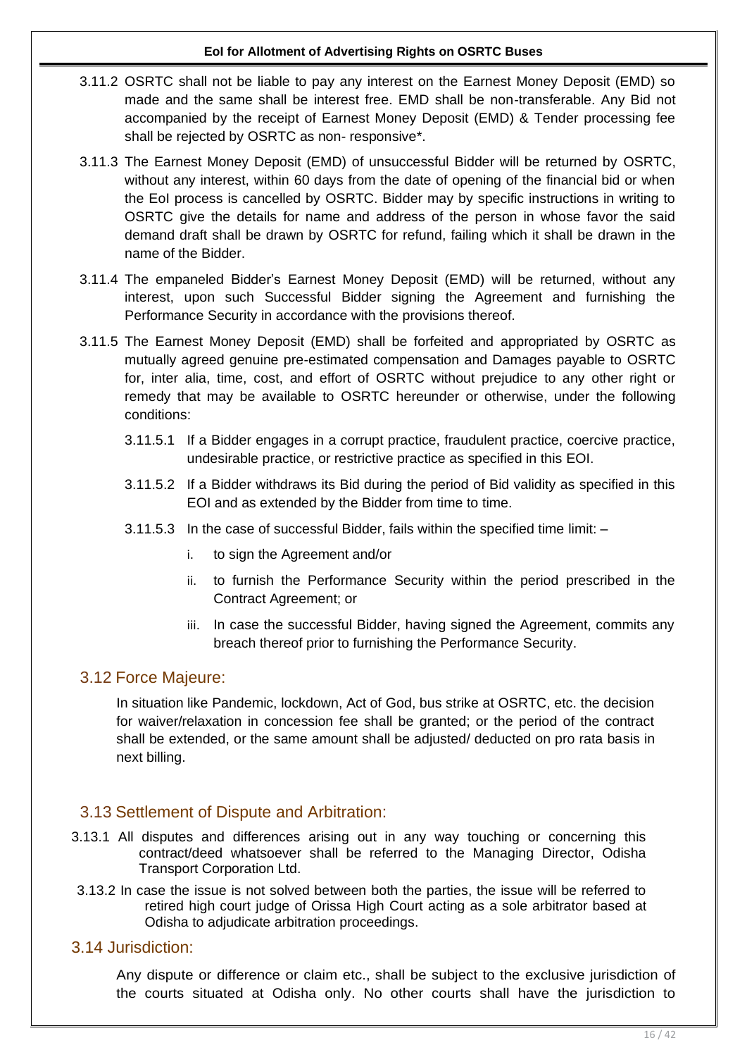3.11.2 OSRTC shall not be liable to pay any interest on the Earnest Money Deposit (EMD) so made and the same shall be interest free. EMD shall be non-transferable. Any Bid not accompanied by the receipt of Earnest Money Deposit (EMD) & Tender processing fee shall be rejected by OSRTC as non- responsive*.

3.11.3 The Earnest Money Deposit (EMD) of unsuccessful Bidder will be returned by OSRTC, without any interest, within 60 days from the date of opening of the financial bid or when the EoI process is cancelled by OSRTC. Bidder may by specific instructions in writing to OSRTC give the details for name and address of the person in whose favor the said demand draft shall be drawn by OSRTC for refund, failing which it shall be drawn in the name of the Bidder.

3.11.4 The empaneled Bidder's Earnest Money Deposit (EMD) will be returned, without any interest, upon such Successful Bidder signing the Agreement and furnishing the Performance Security in accordance with the provisions thereof.

3.11.5 The Earnest Money Deposit (EMD) shall be forfeited and appropriated by OSRTC as mutually agreed genuine pre-estimated compensation and Damages payable to OSRTC for, inter alia, time, cost, and effort of OSRTC without prejudice to any other right or remedy that may be available to OSRTC hereunder or otherwise, under the following conditions:

3.11.5.1 If a Bidder engages in a corrupt practice, fraudulent practice, coercive practice, undesirable practice, or restrictive practice as specified in this EOI.

3.11.5.2 If a Bidder withdraws its Bid during the period of Bid validity as specified in this EOI and as extended by the Bidder from time to time.

3.11.5.3 In the case of successful Bidder, fails within the specified time limit: –

i. to sign the Agreement and/or

ii. to furnish the Performance Security within the period prescribed in the Contract Agreement; or

iii. In case the successful Bidder, having signed the Agreement, commits any breach thereof prior to furnishing the Performance Security.

## 3.12 Force Majeure:

In situation like Pandemic, lockdown, Act of God, bus strike at OSRTC, etc. the decision for waiver/relaxation in concession fee shall be granted; or the period of the contract shall be extended, or the same amount shall be adjusted/ deducted on pro rata basis in next billing.

## 3.13 Settlement of Dispute and Arbitration:

3.13.1 All disputes and differences arising out in any way touching or concerning this contract/deed whatsoever shall be referred to the Managing Director, Odisha Transport Corporation Ltd.

3.13.2 In case the issue is not solved between both the parties, the issue will be referred to retired high court judge of Orissa High Court acting as a sole arbitrator based at Odisha to adjudicate arbitration proceedings.

## 3.14 Jurisdiction:

Any dispute or difference or claim etc., shall be subject to the exclusive jurisdiction of the courts situated at Odisha only. No other courts shall have the jurisdiction to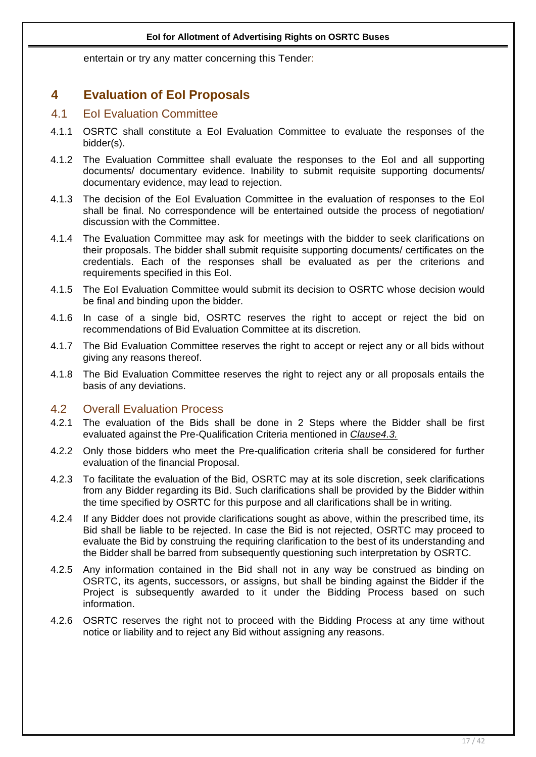entertain or try any matter concerning this Tender:

# 4 Evaluation of EoI Proposals

## 4.1 EoI Evaluation Committee

4.1.1 OSRTC shall constitute a EoI Evaluation Committee to evaluate the responses of the bidder(s).

4.1.2 The Evaluation Committee shall evaluate the responses to the EoI and all supporting documents/ documentary evidence. Inability to submit requisite supporting documents/ documentary evidence, may lead to rejection.

4.1.3 The decision of the EoI Evaluation Committee in the evaluation of responses to the EoI shall be final. No correspondence will be entertained outside the process of negotiation/ discussion with the Committee.

4.1.4 The Evaluation Committee may ask for meetings with the bidder to seek clarifications on their proposals. The bidder shall submit requisite supporting documents/ certificates on the credentials. Each of the responses shall be evaluated as per the criterions and requirements specified in this EoI.

4.1.5 The EoI Evaluation Committee would submit its decision to OSRTC whose decision would be final and binding upon the bidder.

4.1.6 In case of a single bid, OSRTC reserves the right to accept or reject the bid on recommendations of Bid Evaluation Committee at its discretion.

4.1.7 The Bid Evaluation Committee reserves the right to accept or reject any or all bids without giving any reasons thereof.

4.1.8 The Bid Evaluation Committee reserves the right to reject any or all proposals entails the basis of any deviations.

## 4.2 Overall Evaluation Process

4.2.1 The evaluation of the Bids shall be done in 2 Steps where the Bidder shall be first evaluated against the Pre-Qualification Criteria mentioned in *Clause4.3.*

4.2.2 Only those bidders who meet the Pre-qualification criteria shall be considered for further evaluation of the financial Proposal.

4.2.3 To facilitate the evaluation of the Bid, OSRTC may at its sole discretion, seek clarifications from any Bidder regarding its Bid. Such clarifications shall be provided by the Bidder within the time specified by OSRTC for this purpose and all clarifications shall be in writing.

4.2.4 If any Bidder does not provide clarifications sought as above, within the prescribed time, its Bid shall be liable to be rejected. In case the Bid is not rejected, OSRTC may proceed to evaluate the Bid by construing the requiring clarification to the best of its understanding and the Bidder shall be barred from subsequently questioning such interpretation by OSRTC.

4.2.5 Any information contained in the Bid shall not in any way be construed as binding on OSRTC, its agents, successors, or assigns, but shall be binding against the Bidder if the Project is subsequently awarded to it under the Bidding Process based on such information.

4.2.6 OSRTC reserves the right not to proceed with the Bidding Process at any time without notice or liability and to reject any Bid without assigning any reasons.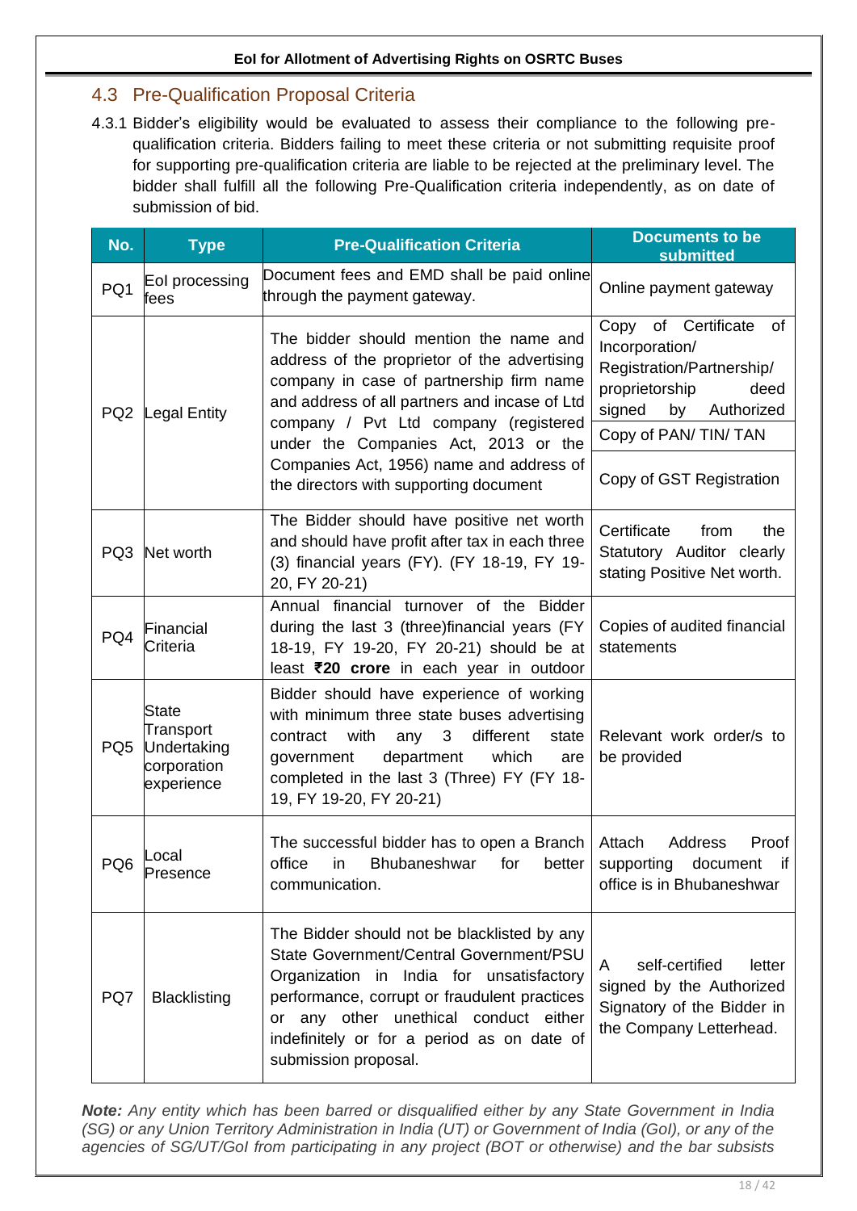## 4.3 Pre-Qualification Proposal Criteria

4.3.1 Bidder's eligibility would be evaluated to assess their compliance to the following pre-qualification criteria. Bidders failing to meet these criteria or not submitting requisite proof for supporting pre-qualification criteria are liable to be rejected at the preliminary level. The bidder shall fulfill all the following Pre-Qualification criteria independently, as on date of submission of bid.

| No. | Type | Pre-Qualification Criteria | Documents to be submitted |
|---|---|---|---|
| PQ1 | EoI processing fees | Document fees and EMD shall be paid online through the payment gateway. | Online payment gateway |
| PQ2 | Legal Entity | The bidder should mention the name and address of the proprietor of the advertising company in case of partnership firm name and address of all partners and incase of Ltd company / Pvt Ltd company (registered under the Companies Act, 2013 or the Companies Act, 1956) name and address of the directors with supporting document | Copy of Certificate of Incorporation/ Registration/Partnership/ proprietorship deed signed by Authorized<br>Copy of PAN/ TIN/ TAN<br>Copy of GST Registration |
| PQ3 | Net worth | The Bidder should have positive net worth and should have profit after tax in each three (3) financial years (FY). (FY 18-19, FY 19-20, FY 20-21) | Certificate from the Statutory Auditor clearly stating Positive Net worth. |
| PQ4 | Financial Criteria | Annual financial turnover of the Bidder during the last 3 (three)financial years (FY 18-19, FY 19-20, FY 20-21) should be at least **₹20 crore** in each year in outdoor | Copies of audited financial statements |
| PQ5 | State Transport Undertaking corporation experience | Bidder should have experience of working with minimum three state buses advertising contract with any 3 different state government department which are completed in the last 3 (Three) FY (FY 18-19, FY 19-20, FY 20-21) | Relevant work order/s to be provided |
| PQ6 | Local Presence | The successful bidder has to open a Branch office in Bhubaneshwar for better communication. | Attach Address Proof supporting document if office is in Bhubaneshwar |
| PQ7 | Blacklisting | The Bidder should not be blacklisted by any State Government/Central Government/PSU Organization in India for unsatisfactory performance, corrupt or fraudulent practices or any other unethical conduct either indefinitely or for a period as on date of submission proposal. | A self-certified letter signed by the Authorized Signatory of the Bidder in the Company Letterhead. |

***Note:*** *Any entity which has been barred or disqualified either by any State Government in India (SG) or any Union Territory Administration in India (UT) or Government of India (GoI), or any of the agencies of SG/UT/GoI from participating in any project (BOT or otherwise) and the bar subsists*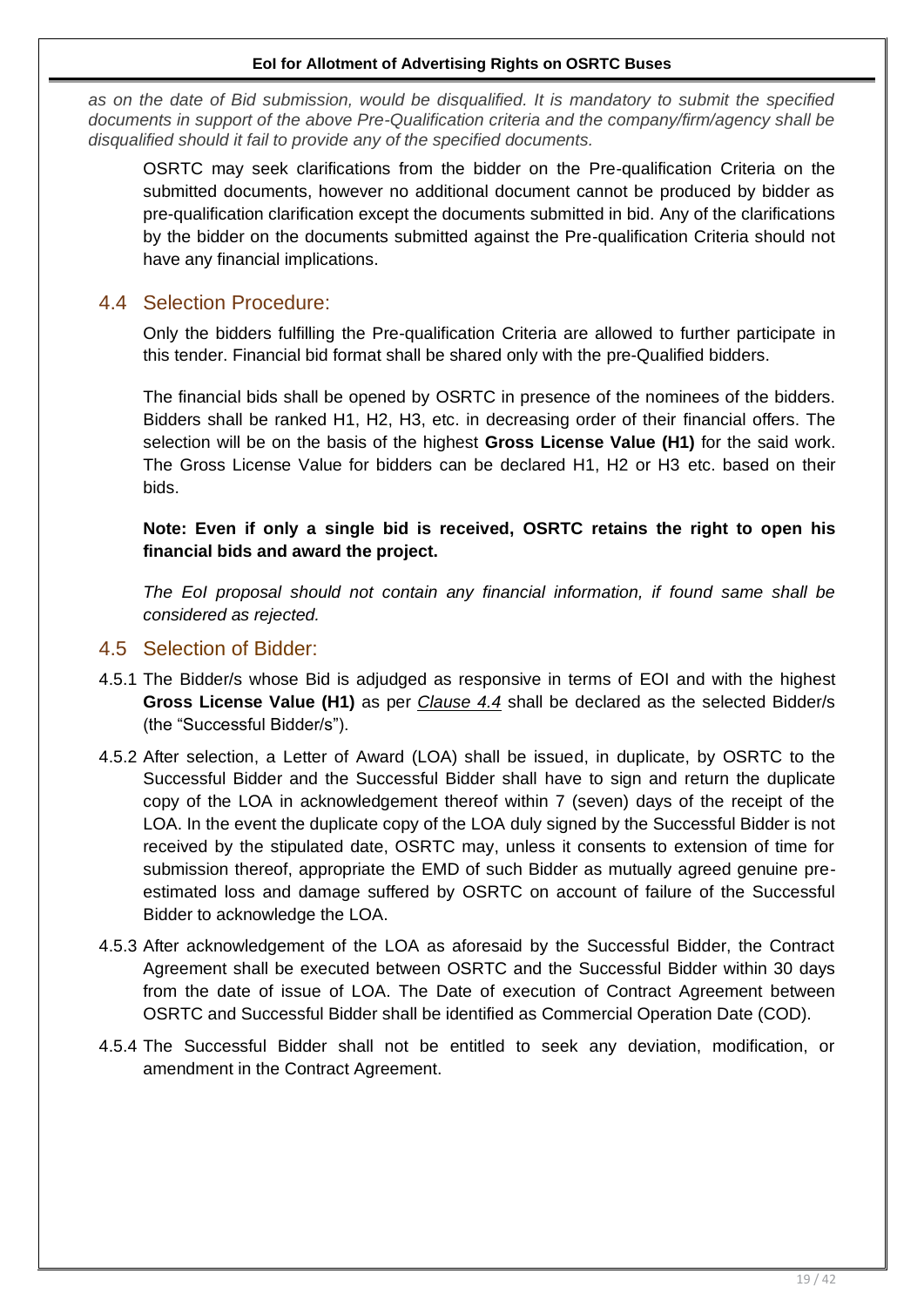*as on the date of Bid submission, would be disqualified. It is mandatory to submit the specified documents in support of the above Pre-Qualification criteria and the company/firm/agency shall be disqualified should it fail to provide any of the specified documents.*

OSRTC may seek clarifications from the bidder on the Pre-qualification Criteria on the submitted documents, however no additional document cannot be produced by bidder as pre-qualification clarification except the documents submitted in bid. Any of the clarifications by the bidder on the documents submitted against the Pre-qualification Criteria should not have any financial implications.

## 4.4 Selection Procedure:

Only the bidders fulfilling the Pre-qualification Criteria are allowed to further participate in this tender. Financial bid format shall be shared only with the pre-Qualified bidders.

The financial bids shall be opened by OSRTC in presence of the nominees of the bidders. Bidders shall be ranked H1, H2, H3, etc. in decreasing order of their financial offers. The selection will be on the basis of the highest **Gross License Value (H1)** for the said work. The Gross License Value for bidders can be declared H1, H2 or H3 etc. based on their bids.

**Note: Even if only a single bid is received, OSRTC retains the right to open his financial bids and award the project.**

*The EoI proposal should not contain any financial information, if found same shall be considered as rejected.*

## 4.5 Selection of Bidder:

4.5.1 The Bidder/s whose Bid is adjudged as responsive in terms of EOI and with the highest **Gross License Value (H1)** as per *Clause 4.4* shall be declared as the selected Bidder/s (the "Successful Bidder/s").

4.5.2 After selection, a Letter of Award (LOA) shall be issued, in duplicate, by OSRTC to the Successful Bidder and the Successful Bidder shall have to sign and return the duplicate copy of the LOA in acknowledgement thereof within 7 (seven) days of the receipt of the LOA. In the event the duplicate copy of the LOA duly signed by the Successful Bidder is not received by the stipulated date, OSRTC may, unless it consents to extension of time for submission thereof, appropriate the EMD of such Bidder as mutually agreed genuine pre-estimated loss and damage suffered by OSRTC on account of failure of the Successful Bidder to acknowledge the LOA.

4.5.3 After acknowledgement of the LOA as aforesaid by the Successful Bidder, the Contract Agreement shall be executed between OSRTC and the Successful Bidder within 30 days from the date of issue of LOA. The Date of execution of Contract Agreement between OSRTC and Successful Bidder shall be identified as Commercial Operation Date (COD).

4.5.4 The Successful Bidder shall not be entitled to seek any deviation, modification, or amendment in the Contract Agreement.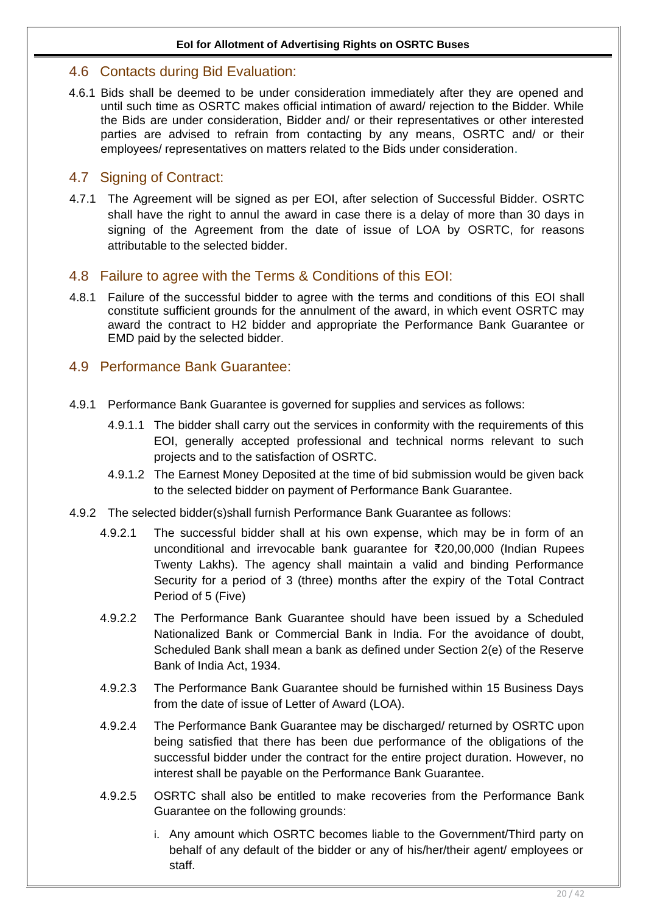## 4.6 Contacts during Bid Evaluation:

4.6.1 Bids shall be deemed to be under consideration immediately after they are opened and until such time as OSRTC makes official intimation of award/ rejection to the Bidder. While the Bids are under consideration, Bidder and/ or their representatives or other interested parties are advised to refrain from contacting by any means, OSRTC and/ or their employees/ representatives on matters related to the Bids under consideration.

## 4.7 Signing of Contract:

4.7.1 The Agreement will be signed as per EOI, after selection of Successful Bidder. OSRTC shall have the right to annul the award in case there is a delay of more than 30 days in signing of the Agreement from the date of issue of LOA by OSRTC, for reasons attributable to the selected bidder.

## 4.8 Failure to agree with the Terms & Conditions of this EOI:

4.8.1 Failure of the successful bidder to agree with the terms and conditions of this EOI shall constitute sufficient grounds for the annulment of the award, in which event OSRTC may award the contract to H2 bidder and appropriate the Performance Bank Guarantee or EMD paid by the selected bidder.

## 4.9 Performance Bank Guarantee:

4.9.1 Performance Bank Guarantee is governed for supplies and services as follows:

4.9.1.1 The bidder shall carry out the services in conformity with the requirements of this EOI, generally accepted professional and technical norms relevant to such projects and to the satisfaction of OSRTC.

4.9.1.2 The Earnest Money Deposited at the time of bid submission would be given back to the selected bidder on payment of Performance Bank Guarantee.

4.9.2 The selected bidder(s)shall furnish Performance Bank Guarantee as follows:

4.9.2.1 The successful bidder shall at his own expense, which may be in form of an unconditional and irrevocable bank guarantee for ₹20,00,000 (Indian Rupees Twenty Lakhs). The agency shall maintain a valid and binding Performance Security for a period of 3 (three) months after the expiry of the Total Contract Period of 5 (Five)

4.9.2.2 The Performance Bank Guarantee should have been issued by a Scheduled Nationalized Bank or Commercial Bank in India. For the avoidance of doubt, Scheduled Bank shall mean a bank as defined under Section 2(e) of the Reserve Bank of India Act, 1934.

4.9.2.3 The Performance Bank Guarantee should be furnished within 15 Business Days from the date of issue of Letter of Award (LOA).

4.9.2.4 The Performance Bank Guarantee may be discharged/ returned by OSRTC upon being satisfied that there has been due performance of the obligations of the successful bidder under the contract for the entire project duration. However, no interest shall be payable on the Performance Bank Guarantee.

4.9.2.5 OSRTC shall also be entitled to make recoveries from the Performance Bank Guarantee on the following grounds:

i. Any amount which OSRTC becomes liable to the Government/Third party on behalf of any default of the bidder or any of his/her/their agent/ employees or staff.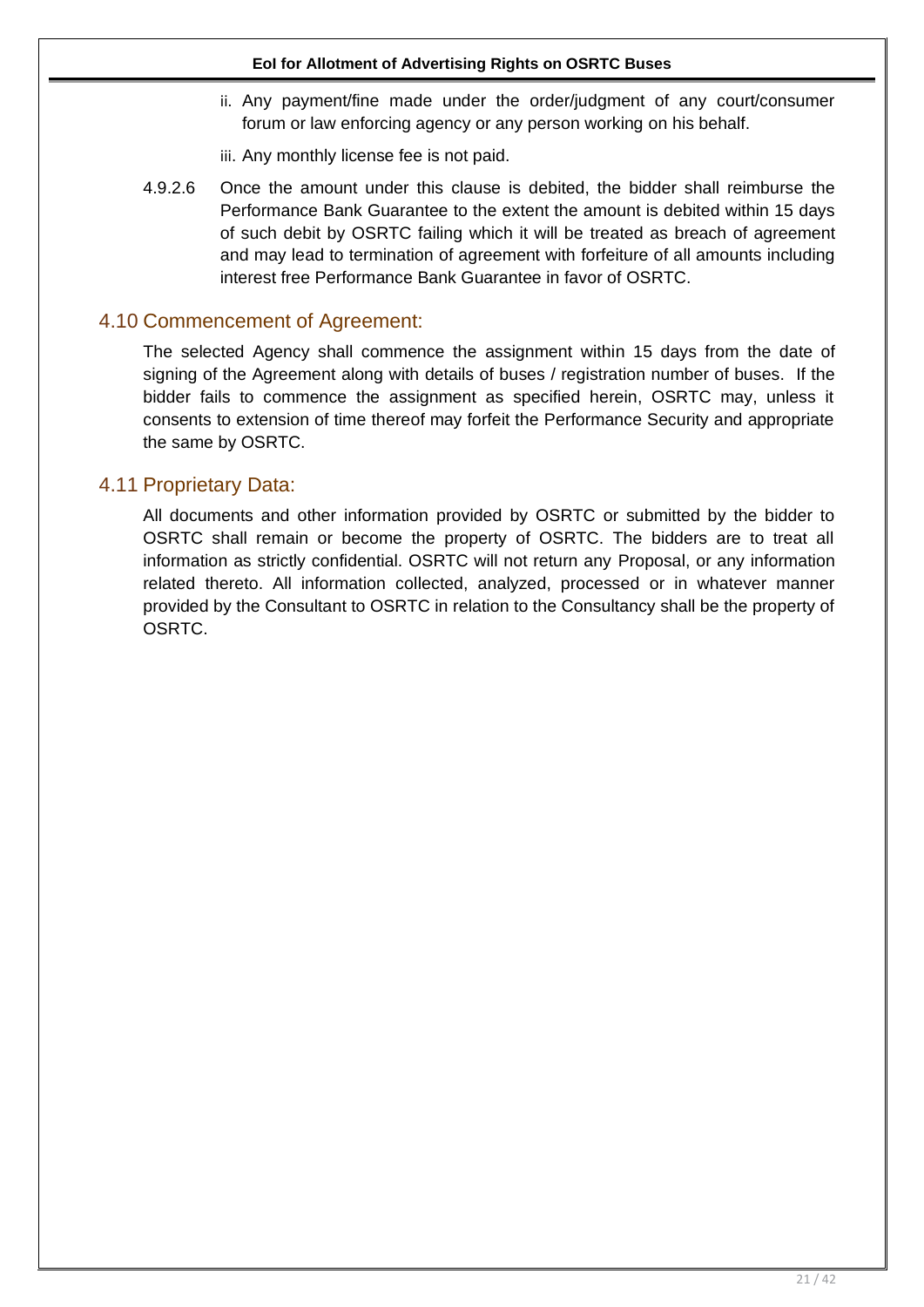ii. Any payment/fine made under the order/judgment of any court/consumer forum or law enforcing agency or any person working on his behalf.

iii. Any monthly license fee is not paid.

4.9.2.6 Once the amount under this clause is debited, the bidder shall reimburse the Performance Bank Guarantee to the extent the amount is debited within 15 days of such debit by OSRTC failing which it will be treated as breach of agreement and may lead to termination of agreement with forfeiture of all amounts including interest free Performance Bank Guarantee in favor of OSRTC.

## 4.10 Commencement of Agreement:

The selected Agency shall commence the assignment within 15 days from the date of signing of the Agreement along with details of buses / registration number of buses. If the bidder fails to commence the assignment as specified herein, OSRTC may, unless it consents to extension of time thereof may forfeit the Performance Security and appropriate the same by OSRTC.

## 4.11 Proprietary Data:

All documents and other information provided by OSRTC or submitted by the bidder to OSRTC shall remain or become the property of OSRTC. The bidders are to treat all information as strictly confidential. OSRTC will not return any Proposal, or any information related thereto. All information collected, analyzed, processed or in whatever manner provided by the Consultant to OSRTC in relation to the Consultancy shall be the property of OSRTC.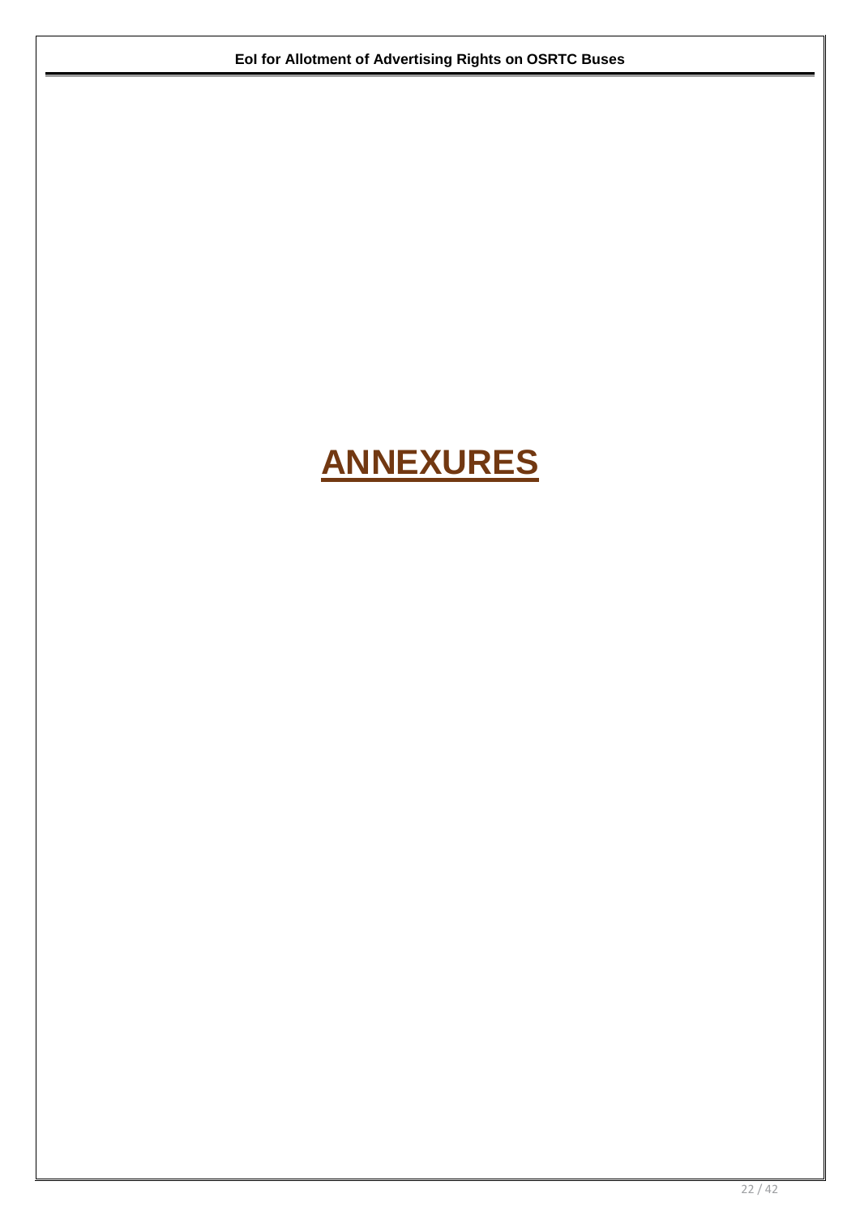# ANNEXURES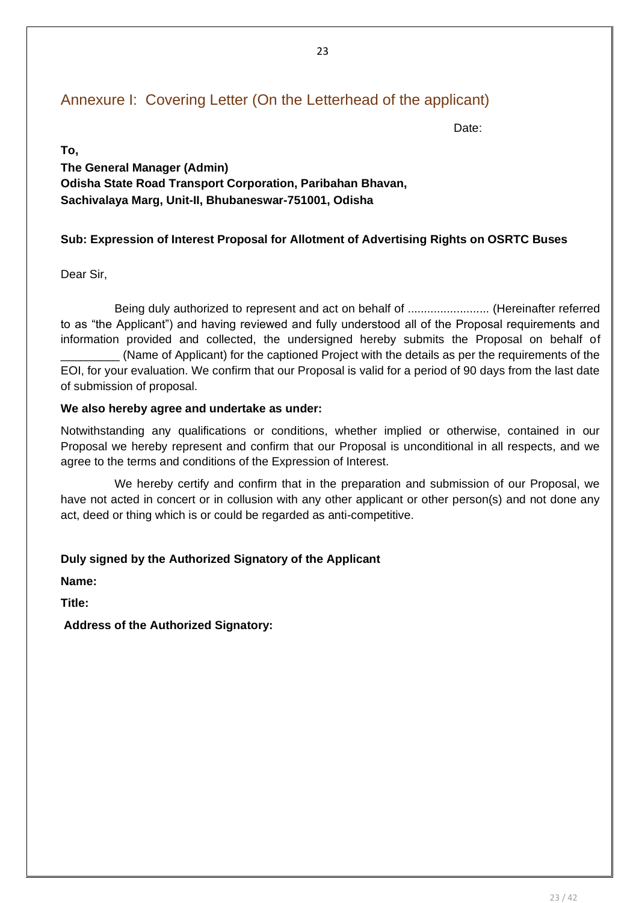## Annexure I: Covering Letter (On the Letterhead of the applicant)

Date:

**To,**
**The General Manager (Admin)**
**Odisha State Road Transport Corporation, Paribahan Bhavan,**
**Sachivalaya Marg, Unit-II, Bhubaneswar-751001, Odisha**

**Sub: Expression of Interest Proposal for Allotment of Advertising Rights on OSRTC Buses**

Dear Sir,

Being duly authorized to represent and act on behalf of ......................... (Hereinafter referred to as "the Applicant") and having reviewed and fully understood all of the Proposal requirements and information provided and collected, the undersigned hereby submits the Proposal on behalf of _________ (Name of Applicant) for the captioned Project with the details as per the requirements of the EOI, for your evaluation. We confirm that our Proposal is valid for a period of 90 days from the last date of submission of proposal.

**We also hereby agree and undertake as under:**

Notwithstanding any qualifications or conditions, whether implied or otherwise, contained in our Proposal we hereby represent and confirm that our Proposal is unconditional in all respects, and we agree to the terms and conditions of the Expression of Interest.

We hereby certify and confirm that in the preparation and submission of our Proposal, we have not acted in concert or in collusion with any other applicant or other person(s) and not done any act, deed or thing which is or could be regarded as anti-competitive.

**Duly signed by the Authorized Signatory of the Applicant**

**Name:**

**Title:**

**Address of the Authorized Signatory:**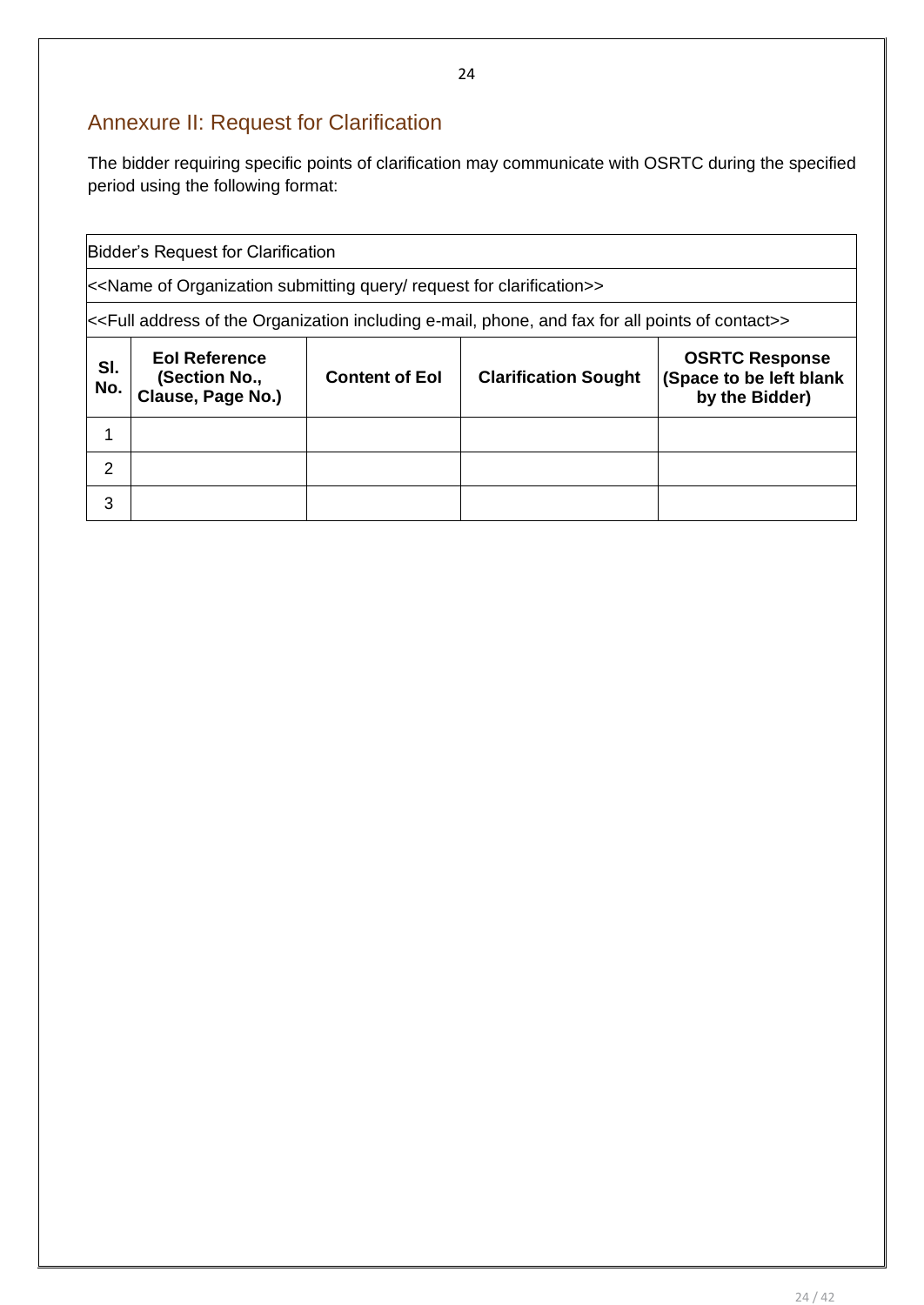## Annexure II: Request for Clarification

The bidder requiring specific points of clarification may communicate with OSRTC during the specified period using the following format:

| Bidder's Request for Clarification | | | | |
|---|---|---|---|---|
| <<Name of Organization submitting query/ request for clarification>> | | | | |
| <<Full address of the Organization including e-mail, phone, and fax for all points of contact>> | | | | |
| **Sl. No.** | **EoI Reference (Section No., Clause, Page No.)** | **Content of EoI** | **Clarification Sought** | **OSRTC Response (Space to be left blank by the Bidder)** |
| 1 | | | | |
| 2 | | | | |
| 3 | | | | |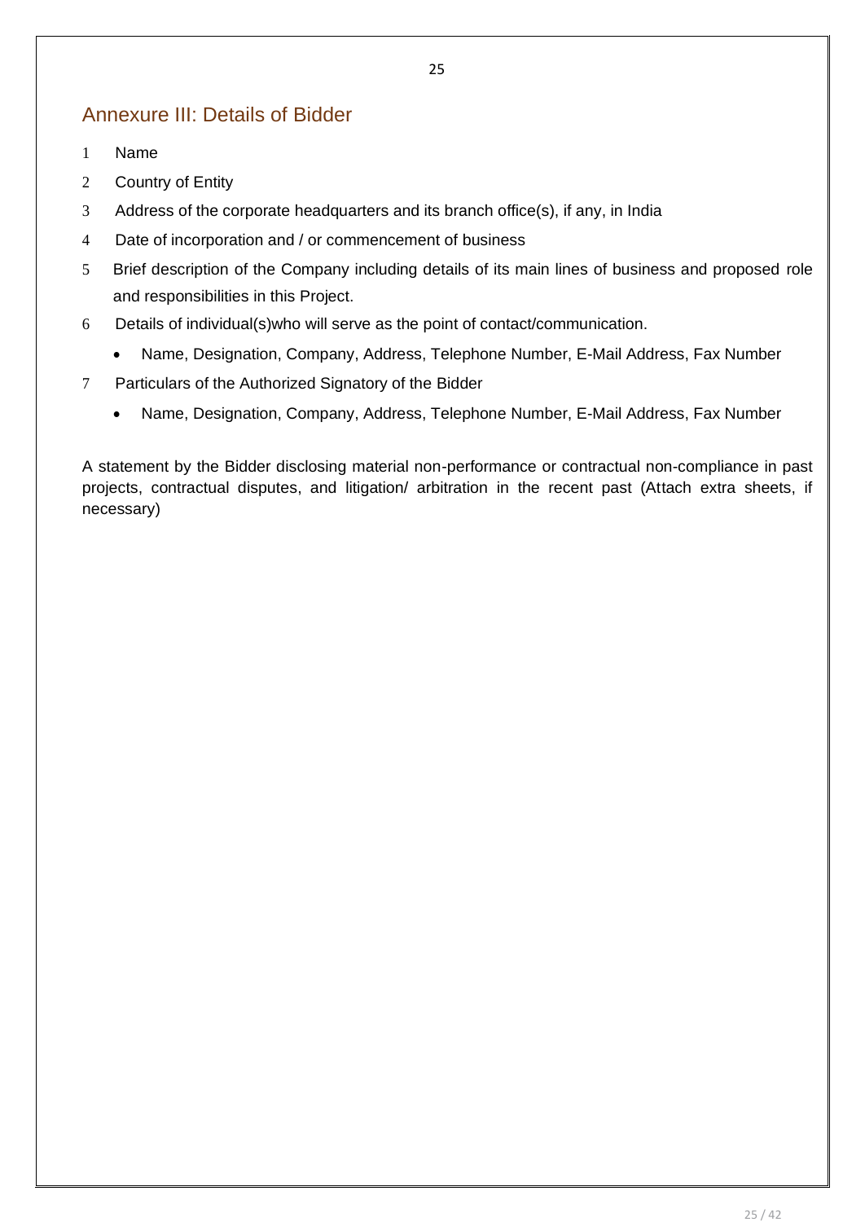## Annexure III: Details of Bidder

1. Name
2. Country of Entity
3. Address of the corporate headquarters and its branch office(s), if any, in India
4. Date of incorporation and / or commencement of business
5. Brief description of the Company including details of its main lines of business and proposed role and responsibilities in this Project.
6. Details of individual(s)who will serve as the point of contact/communication.
   - Name, Designation, Company, Address, Telephone Number, E-Mail Address, Fax Number
7. Particulars of the Authorized Signatory of the Bidder
   - Name, Designation, Company, Address, Telephone Number, E-Mail Address, Fax Number

A statement by the Bidder disclosing material non-performance or contractual non-compliance in past projects, contractual disputes, and litigation/ arbitration in the recent past (Attach extra sheets, if necessary)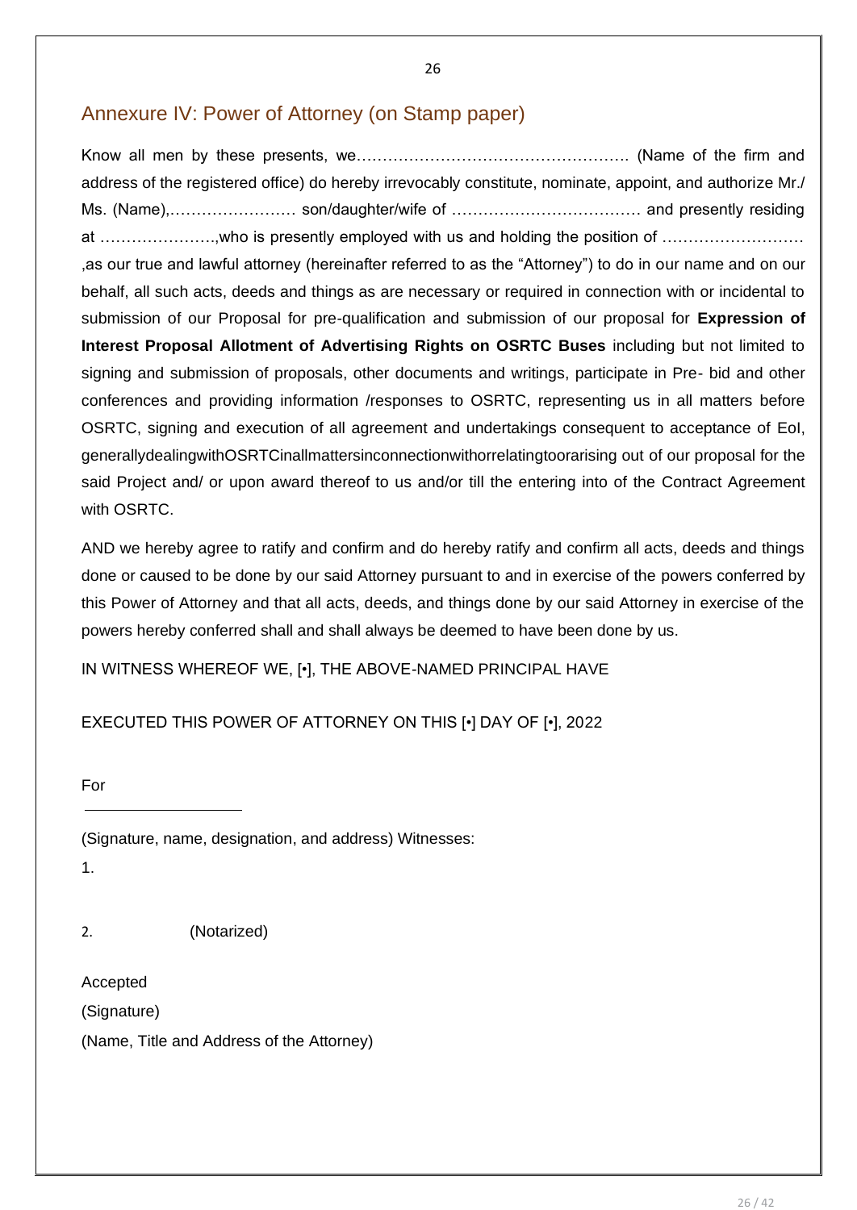## Annexure IV: Power of Attorney (on Stamp paper)

Know all men by these presents, we……………………………………………. (Name of the firm and address of the registered office) do hereby irrevocably constitute, nominate, appoint, and authorize Mr./ Ms. (Name),…………………… son/daughter/wife of ……………………………… and presently residing at ………………….,who is presently employed with us and holding the position of ……………………… ,as our true and lawful attorney (hereinafter referred to as the "Attorney") to do in our name and on our behalf, all such acts, deeds and things as are necessary or required in connection with or incidental to submission of our Proposal for pre-qualification and submission of our proposal for **Expression of Interest Proposal Allotment of Advertising Rights on OSRTC Buses** including but not limited to signing and submission of proposals, other documents and writings, participate in Pre- bid and other conferences and providing information /responses to OSRTC, representing us in all matters before OSRTC, signing and execution of all agreement and undertakings consequent to acceptance of EoI, generallydealingwithOSRTCinallmattersinconnectionwithorrelatingtoorarising out of our proposal for the said Project and/ or upon award thereof to us and/or till the entering into of the Contract Agreement with OSRTC.

AND we hereby agree to ratify and confirm and do hereby ratify and confirm all acts, deeds and things done or caused to be done by our said Attorney pursuant to and in exercise of the powers conferred by this Power of Attorney and that all acts, deeds, and things done by our said Attorney in exercise of the powers hereby conferred shall and shall always be deemed to have been done by us.

IN WITNESS WHEREOF WE, [•], THE ABOVE-NAMED PRINCIPAL HAVE

EXECUTED THIS POWER OF ATTORNEY ON THIS [•] DAY OF [•], 2022

For

\_\_\_\_\_\_\_\_\_\_\_\_\_\_\_\_\_\_

(Signature, name, designation, and address) Witnesses:

1.

2. (Notarized)

Accepted

(Signature)

(Name, Title and Address of the Attorney)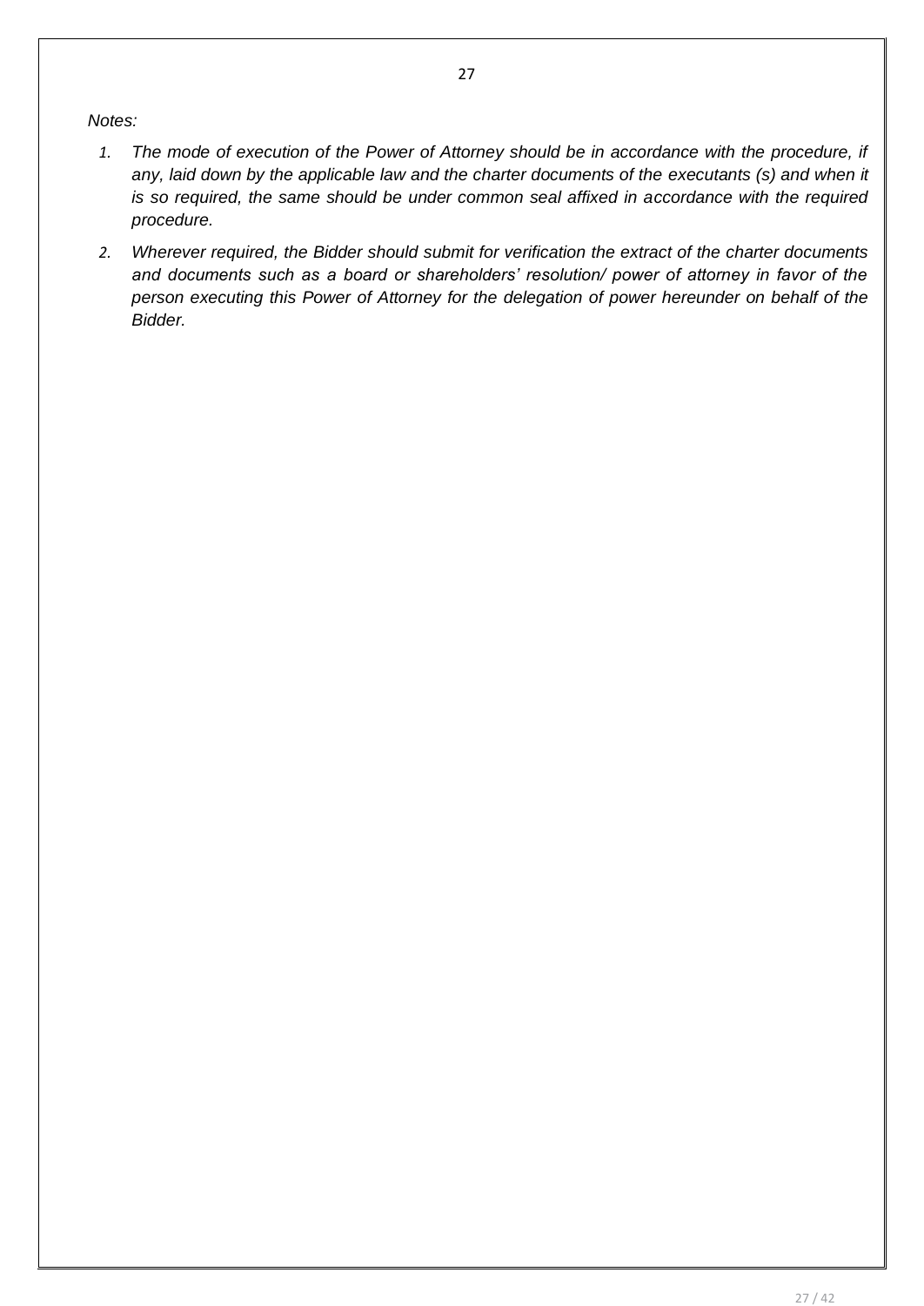*Notes:*

1. *The mode of execution of the Power of Attorney should be in accordance with the procedure, if any, laid down by the applicable law and the charter documents of the executants (s) and when it is so required, the same should be under common seal affixed in accordance with the required procedure.*
2. *Wherever required, the Bidder should submit for verification the extract of the charter documents and documents such as a board or shareholders' resolution/ power of attorney in favor of the person executing this Power of Attorney for the delegation of power hereunder on behalf of the Bidder.*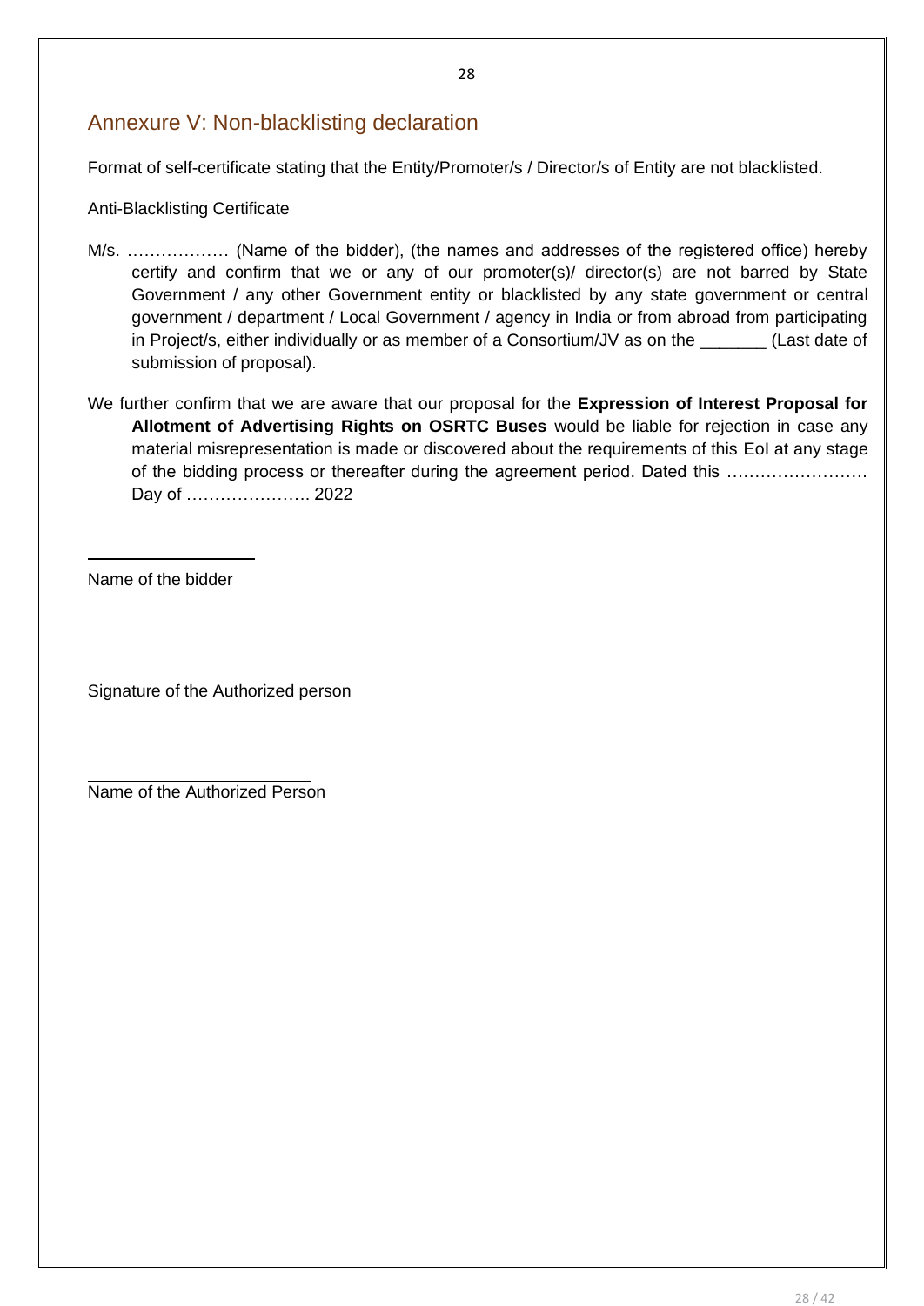## Annexure V: Non-blacklisting declaration

Format of self-certificate stating that the Entity/Promoter/s / Director/s of Entity are not blacklisted.

Anti-Blacklisting Certificate

M/s. ……………… (Name of the bidder), (the names and addresses of the registered office) hereby certify and confirm that we or any of our promoter(s)/ director(s) are not barred by State Government / any other Government entity or blacklisted by any state government or central government / department / Local Government / agency in India or from abroad from participating in Project/s, either individually or as member of a Consortium/JV as on the _______ (Last date of submission of proposal).

We further confirm that we are aware that our proposal for the **Expression of Interest Proposal for Allotment of Advertising Rights on OSRTC Buses** would be liable for rejection in case any material misrepresentation is made or discovered about the requirements of this EoI at any stage of the bidding process or thereafter during the agreement period. Dated this ……………………. Day of …………………. 2022

______________________

Name of the bidder

______________________

Signature of the Authorized person

______________________

Name of the Authorized Person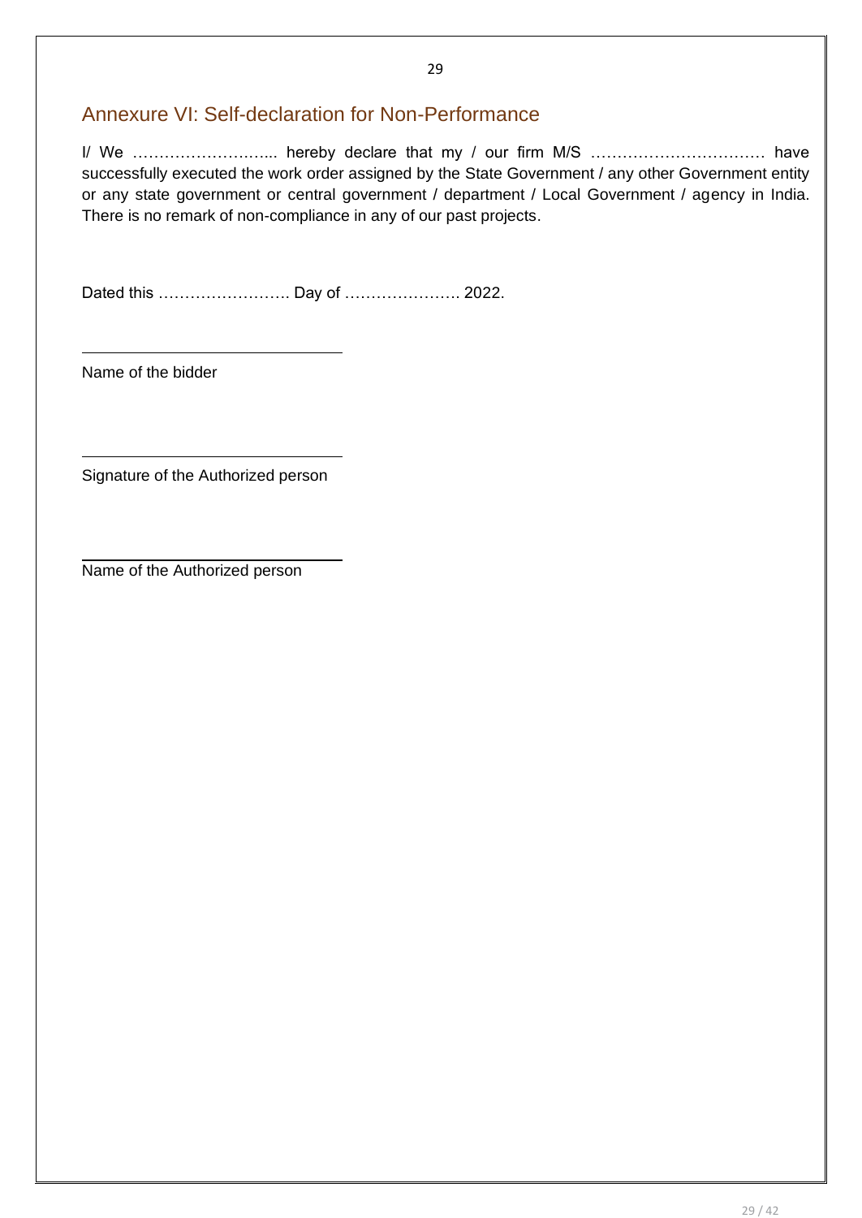## Annexure VI: Self-declaration for Non-Performance

I/ We ……………………... hereby declare that my / our firm M/S …………………………… have successfully executed the work order assigned by the State Government / any other Government entity or any state government or central government / department / Local Government / agency in India. There is no remark of non-compliance in any of our past projects.

Dated this ……………………. Day of …………………. 2022.

\_\_\_\_\_\_\_\_\_\_\_\_\_\_\_\_\_\_\_\_\_\_\_\_\_\_\_\_

Name of the bidder

\_\_\_\_\_\_\_\_\_\_\_\_\_\_\_\_\_\_\_\_\_\_\_\_\_\_\_\_

Signature of the Authorized person

\_\_\_\_\_\_\_\_\_\_\_\_\_\_\_\_\_\_\_\_\_\_\_\_\_\_\_\_

Name of the Authorized person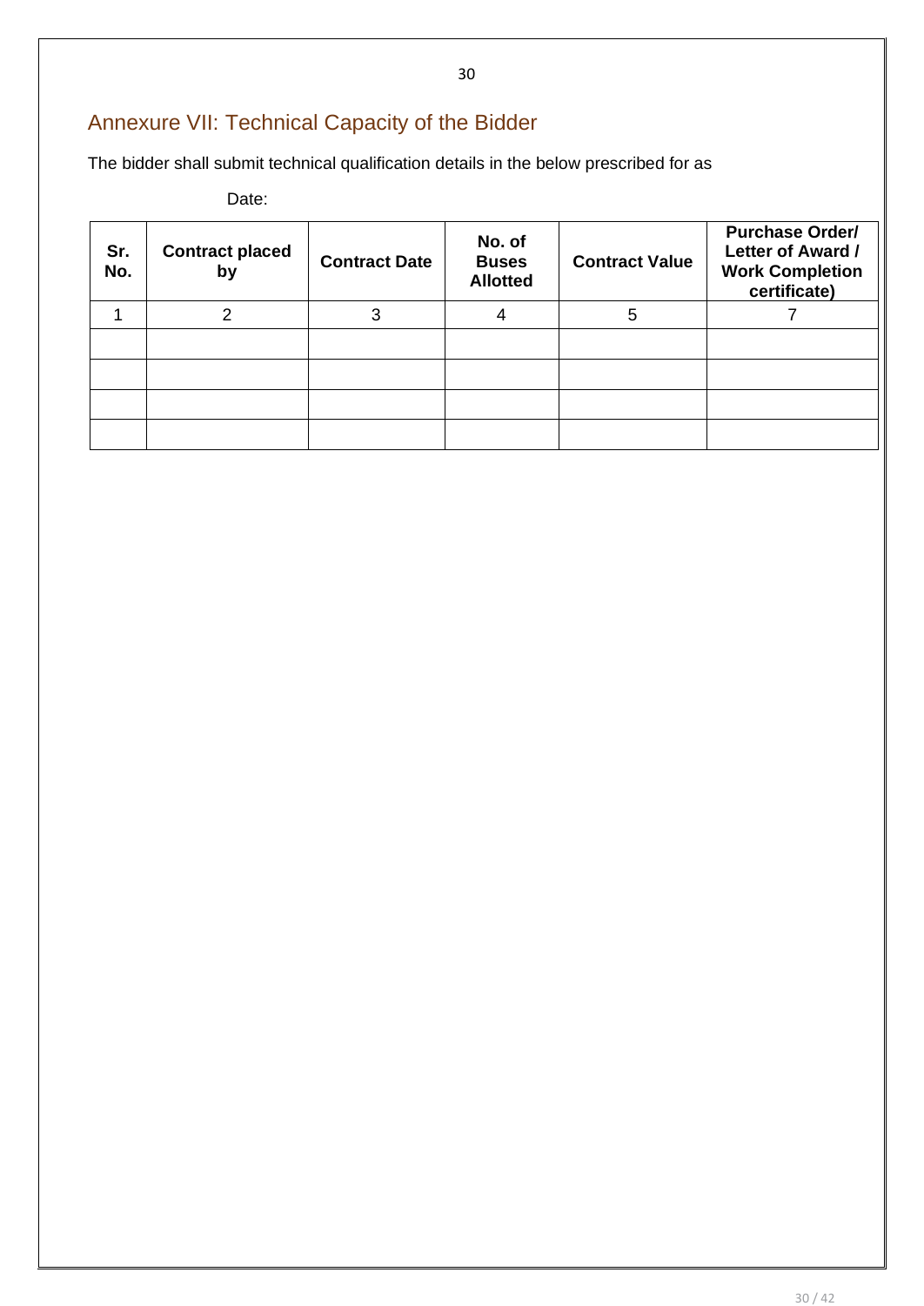## Annexure VII: Technical Capacity of the Bidder

The bidder shall submit technical qualification details in the below prescribed for as

Date:

| Sr. No. | Contract placed by | Contract Date | No. of Buses Allotted | Contract Value | Purchase Order/ Letter of Award / Work Completion certificate) |
|---|---|---|---|---|---|
| 1 | 2 | 3 | 4 | 5 | 7 |
| | | | | | |
| | | | | | |
| | | | | | |
| | | | | | |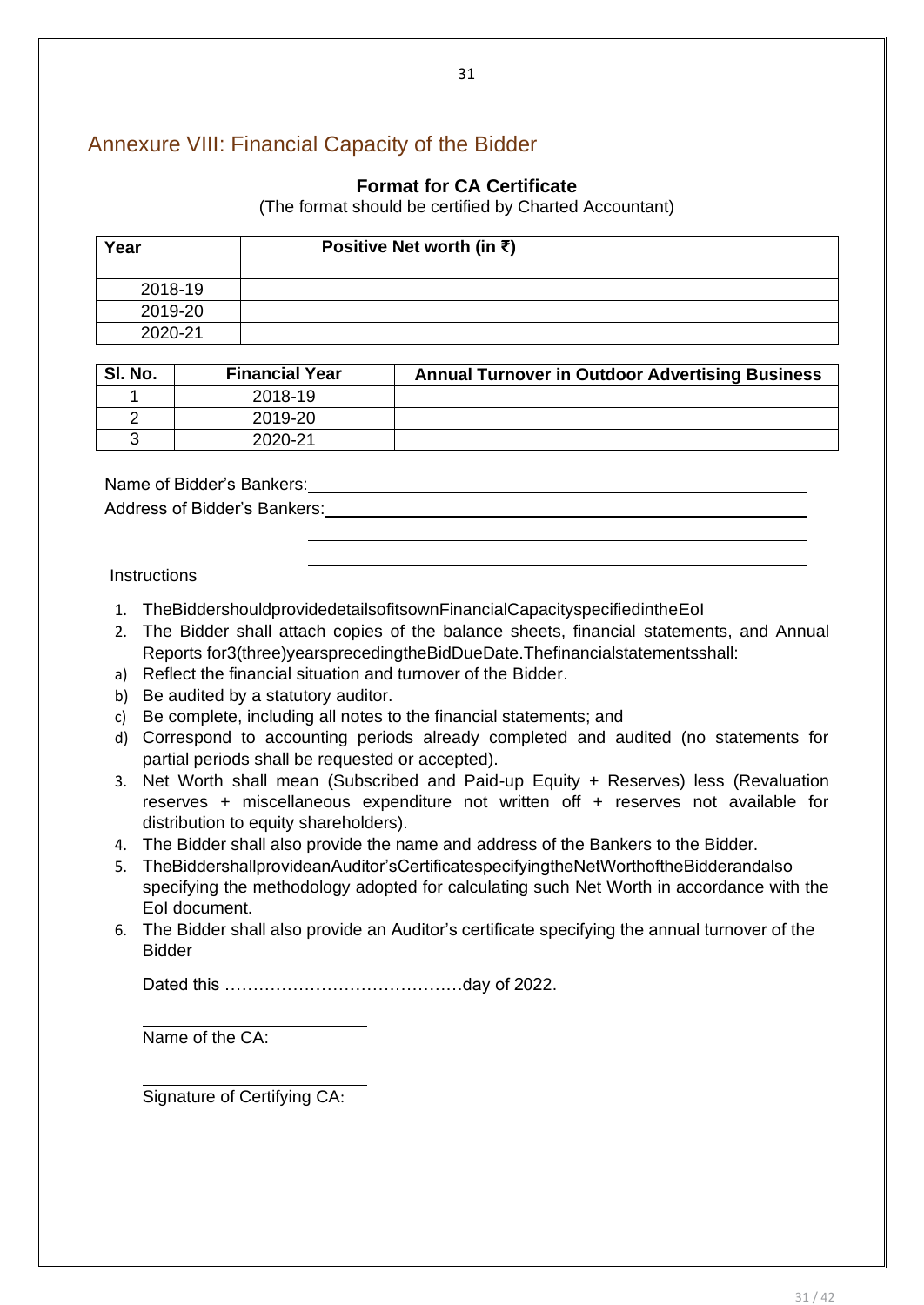## Annexure VIII: Financial Capacity of the Bidder

**Format for CA Certificate**

(The format should be certified by Charted Accountant)

| Year | Positive Net worth (in ₹) |
|---|---|
| 2018-19 | |
| 2019-20 | |
| 2020-21 | |

| Sl. No. | Financial Year | Annual Turnover in Outdoor Advertising Business |
|---|---|---|
| 1 | 2018-19 | |
| 2 | 2019-20 | |
| 3 | 2020-21 | |

Name of Bidder's Bankers: ______________________________

Address of Bidder's Bankers: ______________________________

______________________________

______________________________

Instructions

1. TheBiddershouldprovidedetailsofitsownFinancialCapacityspecifiedintheEoI
2. The Bidder shall attach copies of the balance sheets, financial statements, and Annual Reports for3(three)yearsprecedingtheBidDueDate.Thefinancialstatementsshall:

   a) Reflect the financial situation and turnover of the Bidder.

   b) Be audited by a statutory auditor.

   c) Be complete, including all notes to the financial statements; and

   d) Correspond to accounting periods already completed and audited (no statements for partial periods shall be requested or accepted).
3. Net Worth shall mean (Subscribed and Paid-up Equity + Reserves) less (Revaluation reserves + miscellaneous expenditure not written off + reserves not available for distribution to equity shareholders).
4. The Bidder shall also provide the name and address of the Bankers to the Bidder.
5. TheBiddershallprovideanAuditor'sCertificatespecifyingtheNetWorthoftheBidderandalso specifying the methodology adopted for calculating such Net Worth in accordance with the EoI document.
6. The Bidder shall also provide an Auditor's certificate specifying the annual turnover of the Bidder

   Dated this ……………………………………day of 2022.

   ______________________

   Name of the CA:

   ______________________

   Signature of Certifying CA: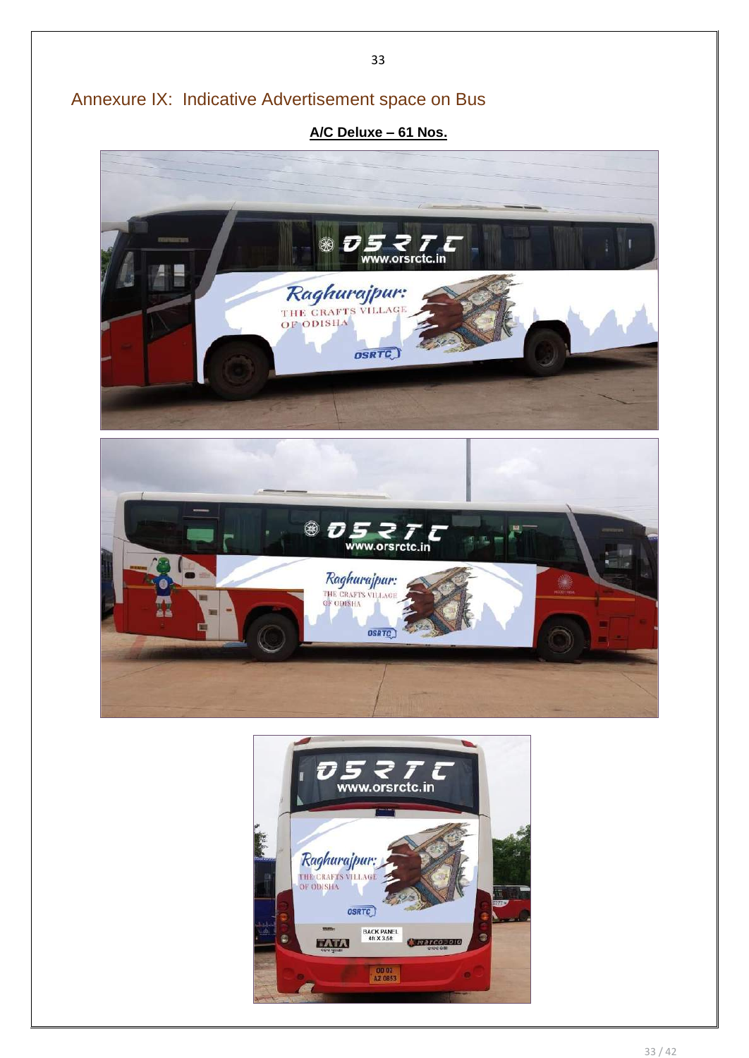## Annexure IX: Indicative Advertisement space on Bus

**A/C Deluxe – 61 Nos.**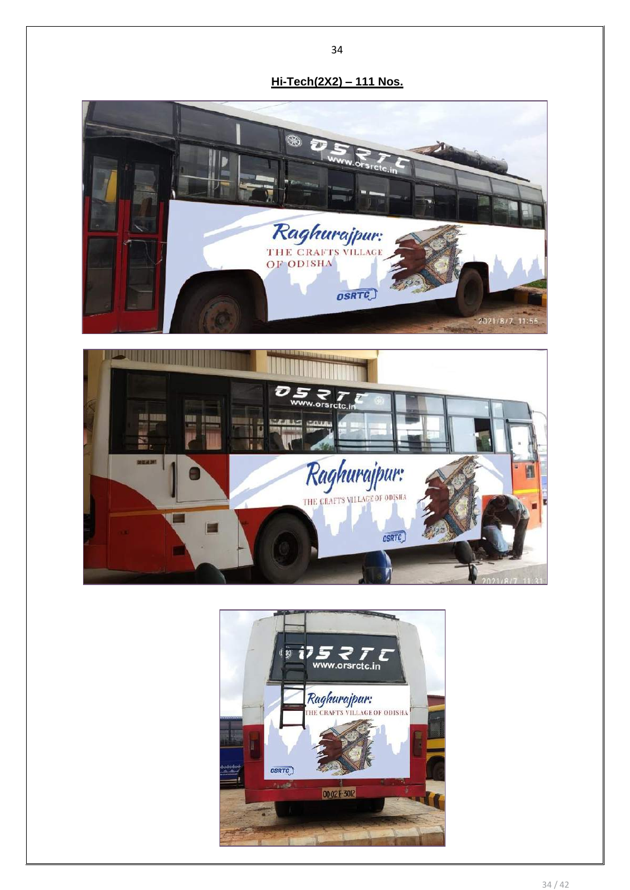**Hi-Tech(2X2) – 111 Nos.**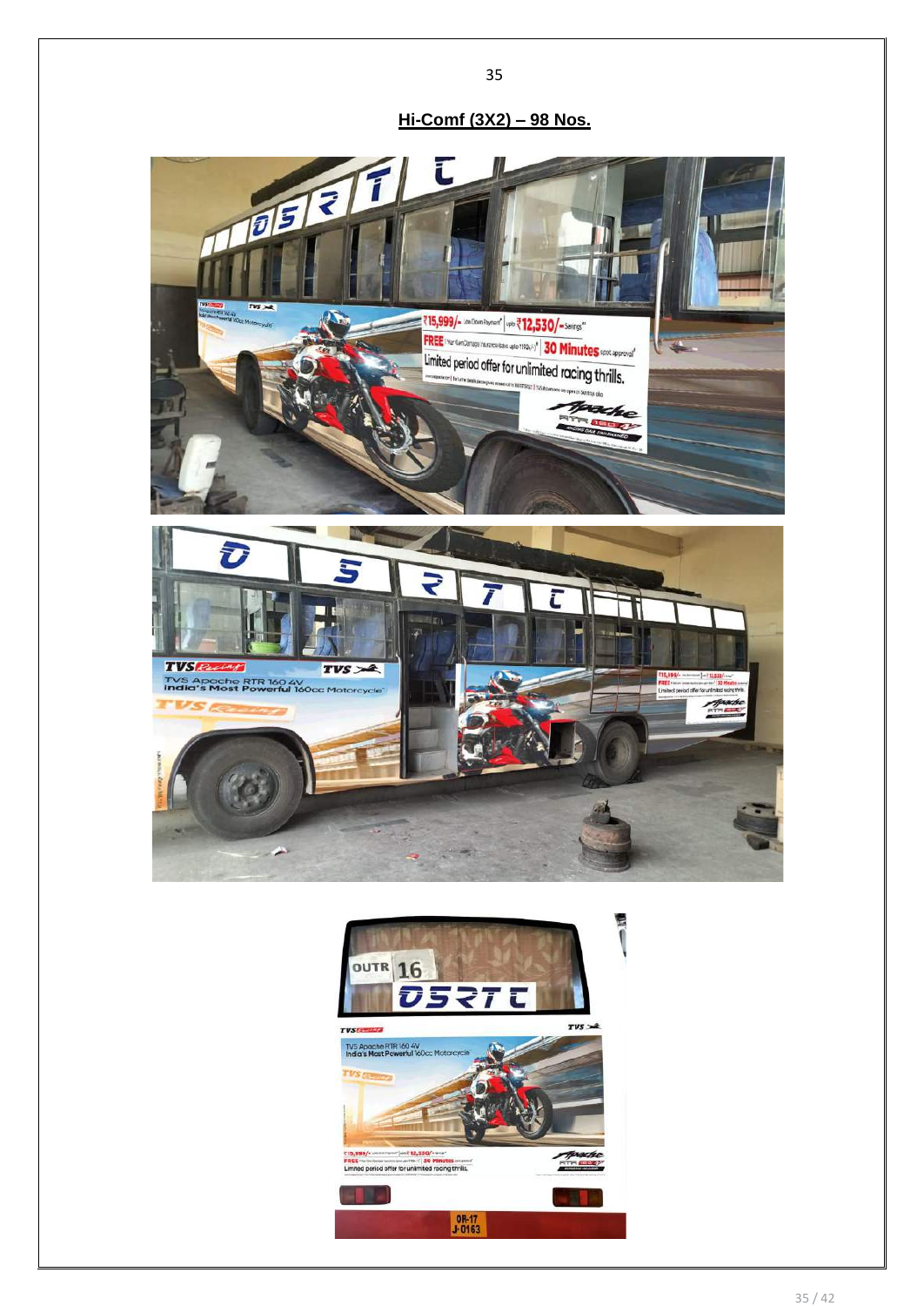## Hi-Comf (3X2) – 98 Nos.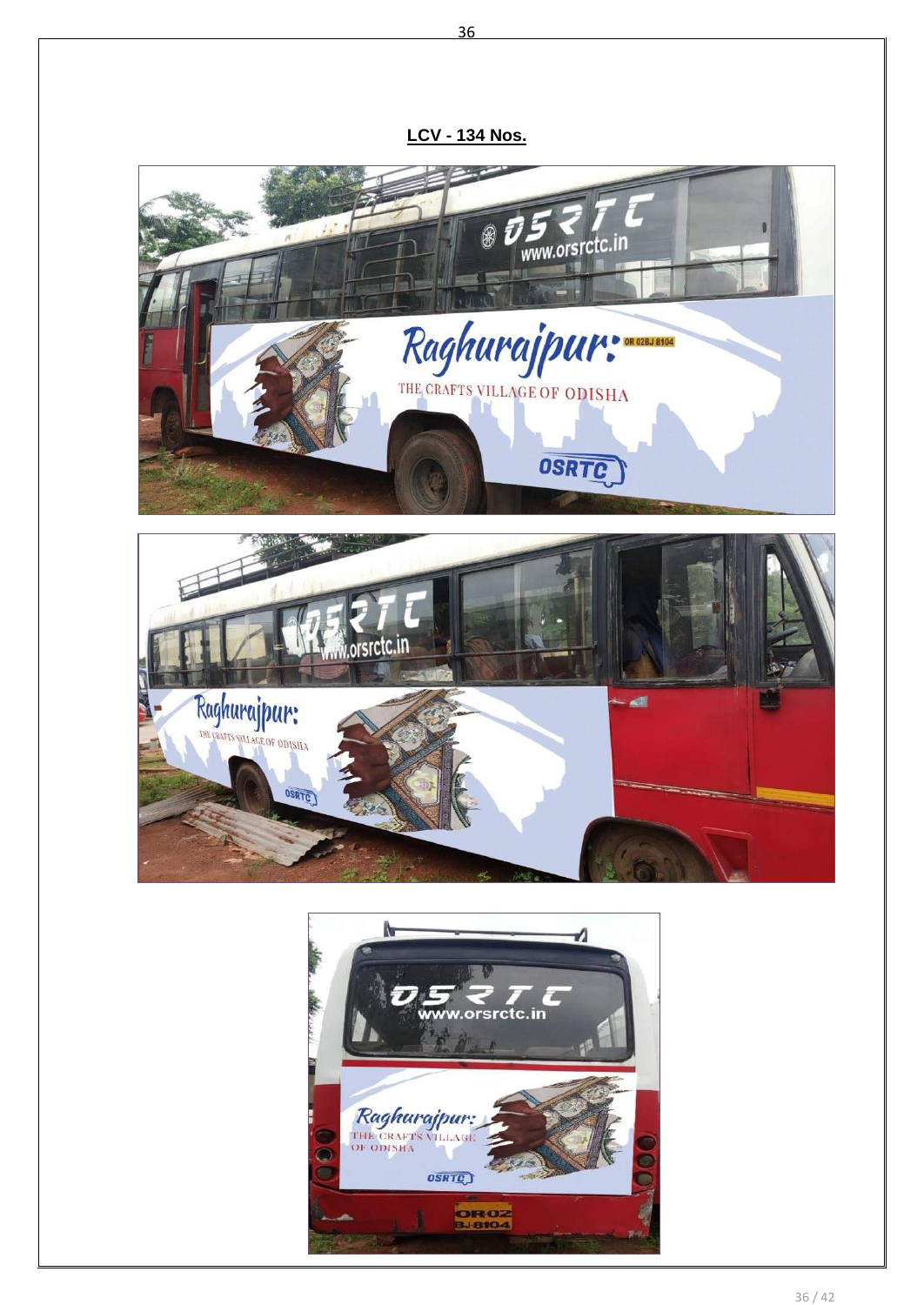**LCV - 134 Nos.**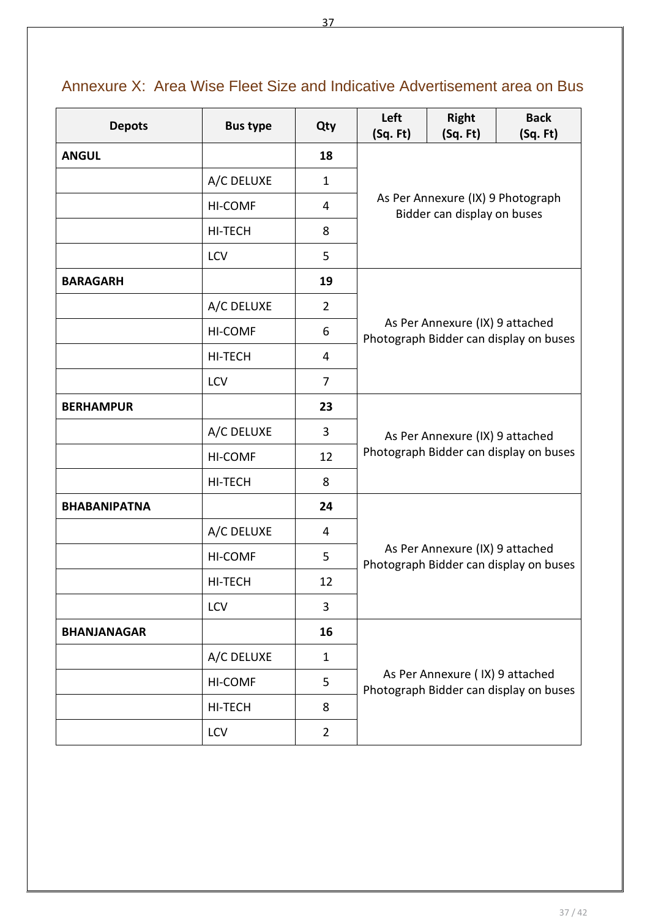## Annexure X: Area Wise Fleet Size and Indicative Advertisement area on Bus

| Depots | Bus type | Qty | Left (Sq. Ft) | Right (Sq. Ft) | Back (Sq. Ft) |
|---|---|---|---|---|---|
| **ANGUL** | | **18** | As Per Annexure (IX) 9 Photograph Bidder can display on buses | | |
| | A/C DELUXE | 1 | | | |
| | HI-COMF | 4 | | | |
| | HI-TECH | 8 | | | |
| | LCV | 5 | | | |
| **BARAGARH** | | **19** | As Per Annexure (IX) 9 attached Photograph Bidder can display on buses | | |
| | A/C DELUXE | 2 | | | |
| | HI-COMF | 6 | | | |
| | HI-TECH | 4 | | | |
| | LCV | 7 | | | |
| **BERHAMPUR** | | **23** | As Per Annexure (IX) 9 attached Photograph Bidder can display on buses | | |
| | A/C DELUXE | 3 | | | |
| | HI-COMF | 12 | | | |
| | HI-TECH | 8 | | | |
| **BHABANIPATNA** | | **24** | As Per Annexure (IX) 9 attached Photograph Bidder can display on buses | | |
| | A/C DELUXE | 4 | | | |
| | HI-COMF | 5 | | | |
| | HI-TECH | 12 | | | |
| | LCV | 3 | | | |
| **BHANJANAGAR** | | **16** | As Per Annexure ( IX) 9 attached Photograph Bidder can display on buses | | |
| | A/C DELUXE | 1 | | | |
| | HI-COMF | 5 | | | |
| | HI-TECH | 8 | | | |
| | LCV | 2 | | | |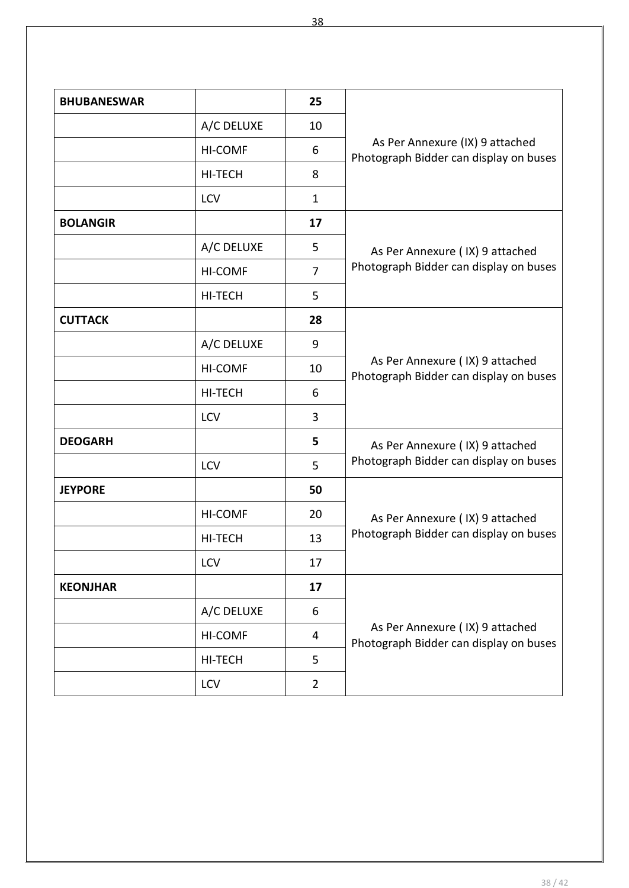| **BHUBANESWAR** | | **25** | As Per Annexure (IX) 9 attached Photograph Bidder can display on buses |
|---|---|---|---|
| | A/C DELUXE | 10 | |
| | HI-COMF | 6 | |
| | HI-TECH | 8 | |
| | LCV | 1 | |
| **BOLANGIR** | | **17** | As Per Annexure ( IX) 9 attached Photograph Bidder can display on buses |
| | A/C DELUXE | 5 | |
| | HI-COMF | 7 | |
| | HI-TECH | 5 | |
| **CUTTACK** | | **28** | As Per Annexure ( IX) 9 attached Photograph Bidder can display on buses |
| | A/C DELUXE | 9 | |
| | HI-COMF | 10 | |
| | HI-TECH | 6 | |
| | LCV | 3 | |
| **DEOGARH** | | **5** | As Per Annexure ( IX) 9 attached Photograph Bidder can display on buses |
| | LCV | 5 | |
| **JEYPORE** | | **50** | As Per Annexure ( IX) 9 attached Photograph Bidder can display on buses |
| | HI-COMF | 20 | |
| | HI-TECH | 13 | |
| | LCV | 17 | |
| **KEONJHAR** | | **17** | As Per Annexure ( IX) 9 attached Photograph Bidder can display on buses |
| | A/C DELUXE | 6 | |
| | HI-COMF | 4 | |
| | HI-TECH | 5 | |
| | LCV | 2 | |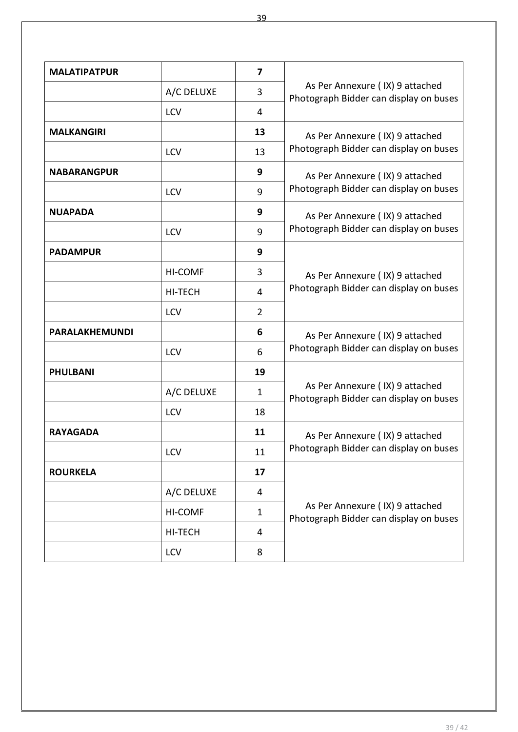| **MALATIPATPUR** | | **7** | As Per Annexure ( IX) 9 attached Photograph Bidder can display on buses |
|---|---|---|---|
| | A/C DELUXE | 3 | |
| | LCV | 4 | |
| **MALKANGIRI** | | **13** | As Per Annexure ( IX) 9 attached Photograph Bidder can display on buses |
| | LCV | 13 | |
| **NABARANGPUR** | | **9** | As Per Annexure ( IX) 9 attached Photograph Bidder can display on buses |
| | LCV | 9 | |
| **NUAPADA** | | **9** | As Per Annexure ( IX) 9 attached Photograph Bidder can display on buses |
| | LCV | 9 | |
| **PADAMPUR** | | **9** | As Per Annexure ( IX) 9 attached Photograph Bidder can display on buses |
| | HI-COMF | 3 | |
| | HI-TECH | 4 | |
| | LCV | 2 | |
| **PARALAKHEMUNDI** | | **6** | As Per Annexure ( IX) 9 attached Photograph Bidder can display on buses |
| | LCV | 6 | |
| **PHULBANI** | | **19** | As Per Annexure ( IX) 9 attached Photograph Bidder can display on buses |
| | A/C DELUXE | 1 | |
| | LCV | 18 | |
| **RAYAGADA** | | **11** | As Per Annexure ( IX) 9 attached Photograph Bidder can display on buses |
| | LCV | 11 | |
| **ROURKELA** | | **17** | As Per Annexure ( IX) 9 attached Photograph Bidder can display on buses |
| | A/C DELUXE | 4 | |
| | HI-COMF | 1 | |
| | HI-TECH | 4 | |
| | LCV | 8 | |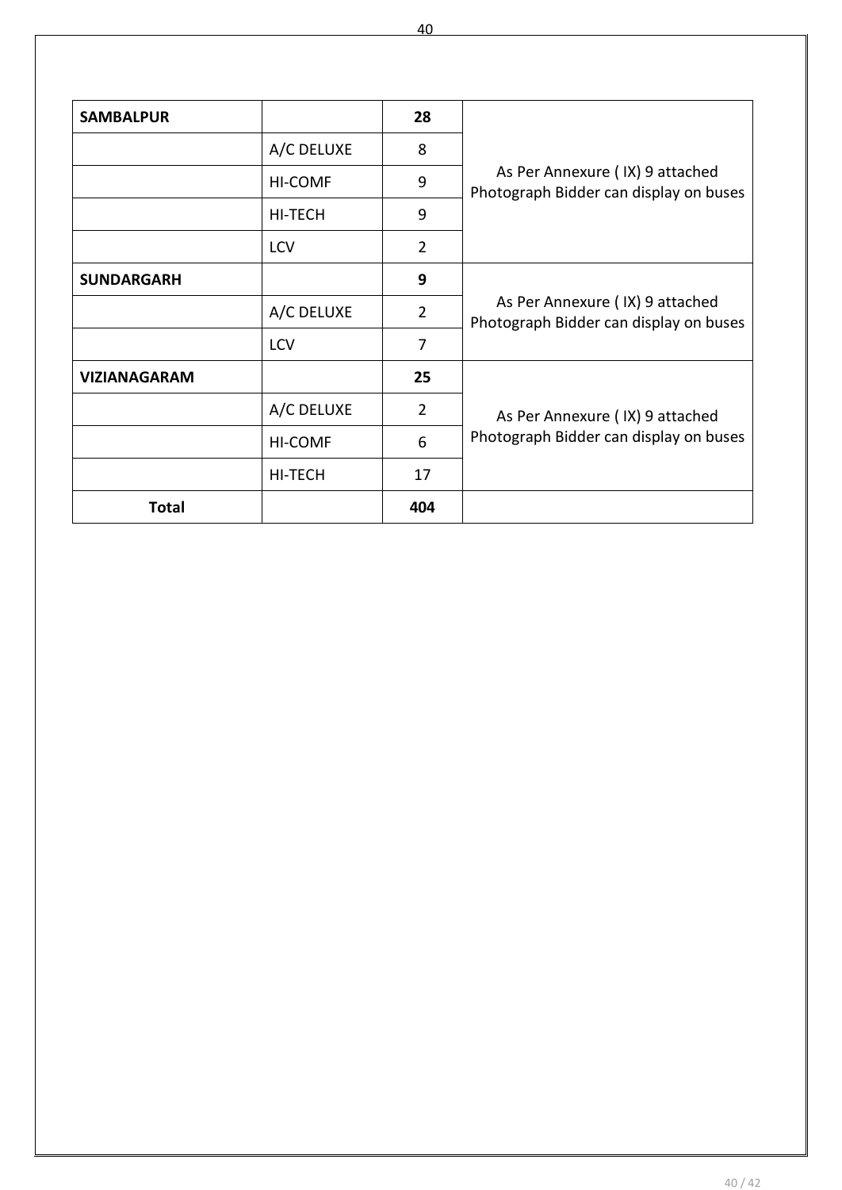| **SAMBALPUR** | | **28** | As Per Annexure ( IX) 9 attached Photograph Bidder can display on buses |
|---|---|---|---|
| | A/C DELUXE | 8 | |
| | HI-COMF | 9 | |
| | HI-TECH | 9 | |
| | LCV | 2 | |
| **SUNDARGARH** | | **9** | As Per Annexure ( IX) 9 attached Photograph Bidder can display on buses |
| | A/C DELUXE | 2 | |
| | LCV | 7 | |
| **VIZIANAGARAM** | | **25** | As Per Annexure ( IX) 9 attached Photograph Bidder can display on buses |
| | A/C DELUXE | 2 | |
| | HI-COMF | 6 | |
| | HI-TECH | 17 | |
| **Total** | | **404** | |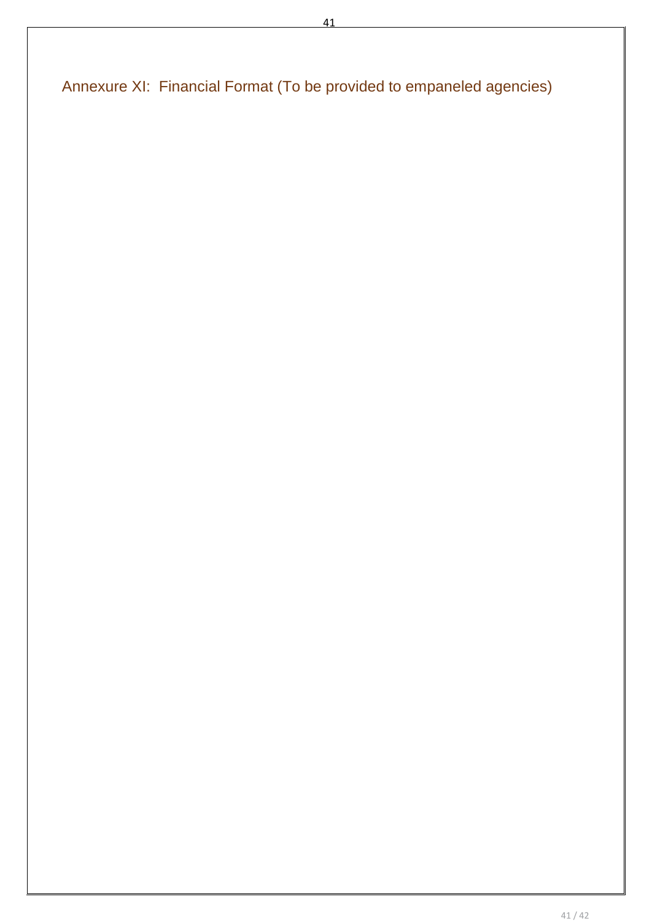## Annexure XI: Financial Format (To be provided to empaneled agencies)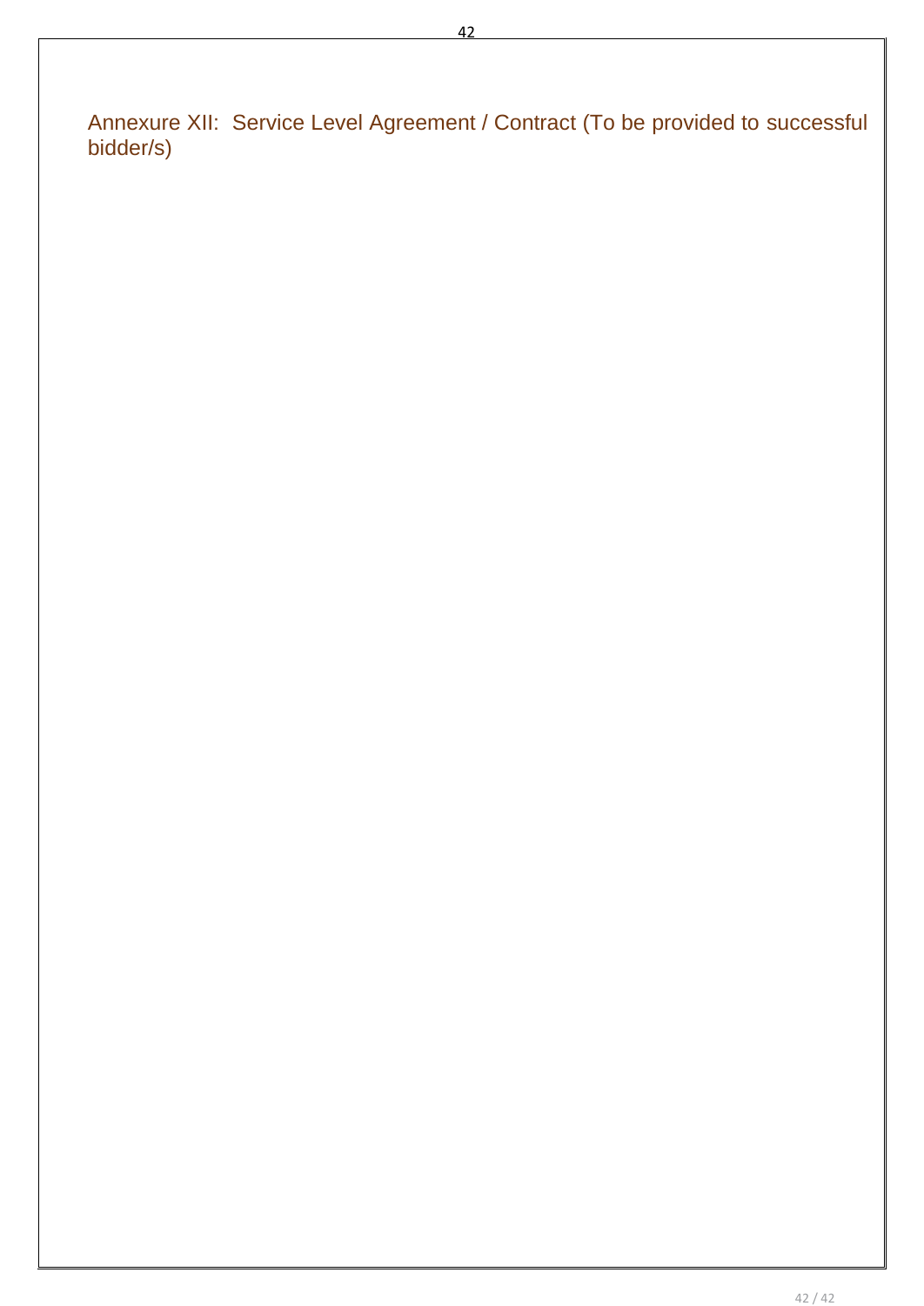## Annexure XII: Service Level Agreement / Contract (To be provided to successful bidder/s)